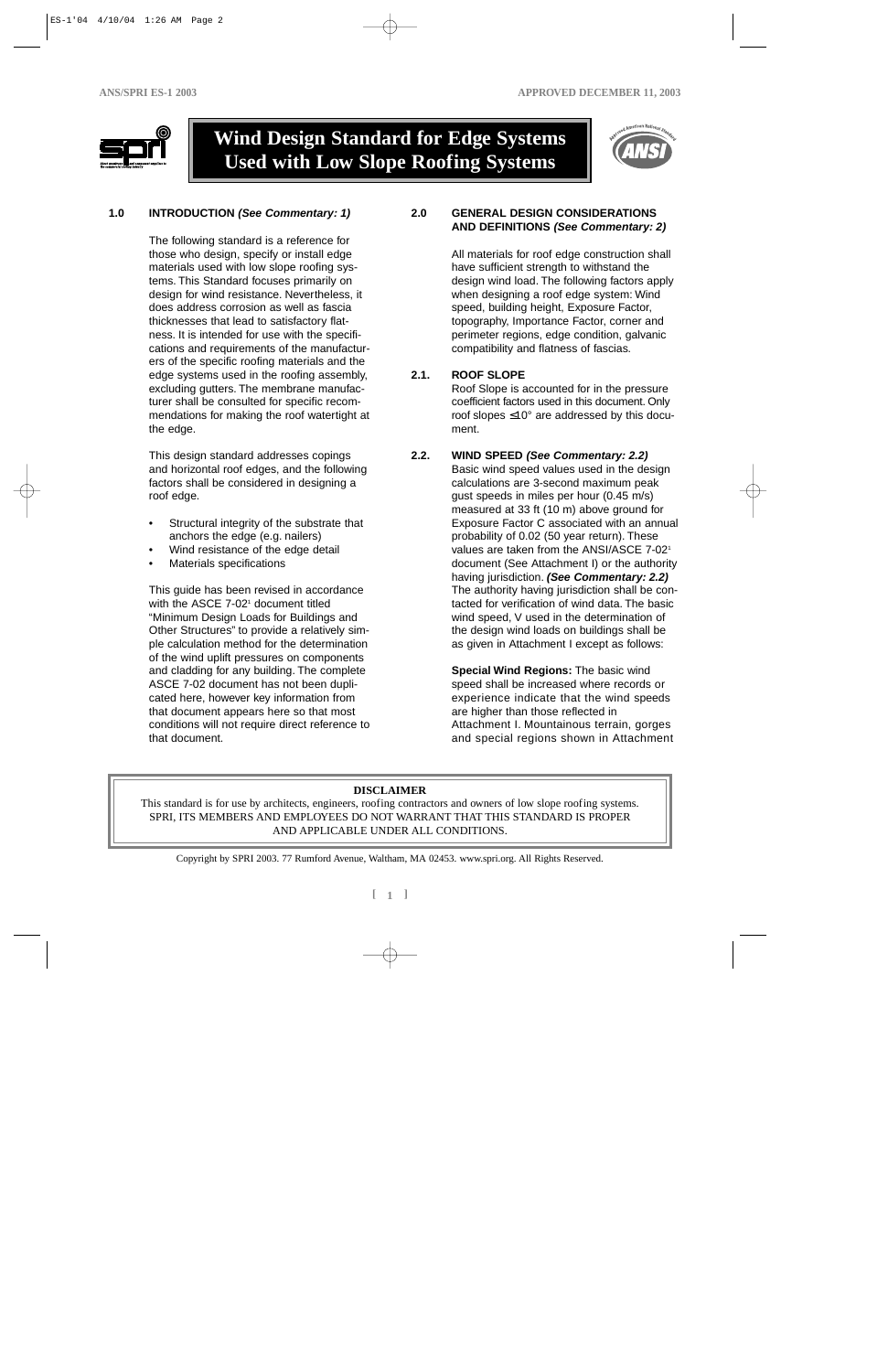# Wind Design Standard for Edge Systems Used with Low Slope Roofing Systems

## 1.0 INTRODUCTION *(See Commentary: 1)*

The following standard is a reference for those who design, specify or install edge materials used with low slope roofing systems. This Standard focuses primarily on design for wind resistance. Nevertheless, it does address corrosion as well as fascia thicknesses that lead to satisfactory flatness. It is intended for use with the specifications and requirements of the manufacturers of the specific roofing materials and the edge systems used in the roofing assembly, excluding gutters. The membrane manufacturer shall be consulted for specific recommendations for making the roof watertight at the edge.

This design standard addresses copings and horizontal roof edges, and the following factors shall be considered in designing a roof edge.

- Structural integrity of the substrate that anchors the edge (e.g. nailers)
- Wind resistance of the edge detail
- Materials specifications

This guide has been revised in accordance with the ASCE 7-02[1] document titled "Minimum Design Loads for Buildings and Other Structures" to provide a relatively simple calculation method for the determination of the wind uplift pressures on components and cladding for any building. The complete ASCE 7-02 document has not been duplicated here, however key information from that document appears here so that most conditions will not require direct reference to that document.

## 2.0 GENERAL DESIGN CONSIDERATIONS AND DEFINITIONS *(See Commentary: 2)*

All materials for roof edge construction shall have sufficient strength to withstand the design wind load. The following factors apply when designing a roof edge system: Wind speed, building height, Exposure Factor, topography, Importance Factor, corner and perimeter regions, edge condition, galvanic compatibility and flatness of fascias.

### 2.1. ROOF SLOPE

Roof Slope is accounted for in the pressure coefficient factors used in this document. Only roof slopes ≤10° are addressed by this document.

### 2.2. WIND SPEED *(See Commentary: 2.2)*

Basic wind speed values used in the design calculations are 3-second maximum peak gust speeds in miles per hour (0.45 m/s) measured at 33 ft (10 m) above ground for Exposure Factor C associated with an annual probability of 0.02 (50 year return). These values are taken from the ANSI/ASCE 7-02[1] document (See Attachment I) or the authority having jurisdiction. ***(See Commentary: 2.2)*** The authority having jurisdiction shall be contacted for verification of wind data. The basic wind speed, V used in the determination of the design wind loads on buildings shall be as given in Attachment I except as follows:

**Special Wind Regions:** The basic wind speed shall be increased where records or experience indicate that the wind speeds are higher than those reflected in Attachment I. Mountainous terrain, gorges and special regions shown in Attachment

**DISCLAIMER**

This standard is for use by architects, engineers, roofing contractors and owners of low slope roofing systems. SPRI, ITS MEMBERS AND EMPLOYEES DO NOT WARRANT THAT THIS STANDARD IS PROPER AND APPLICABLE UNDER ALL CONDITIONS.

Copyright by SPRI 2003. 77 Rumford Avenue, Waltham, MA 02453. www.spri.org. All Rights Reserved.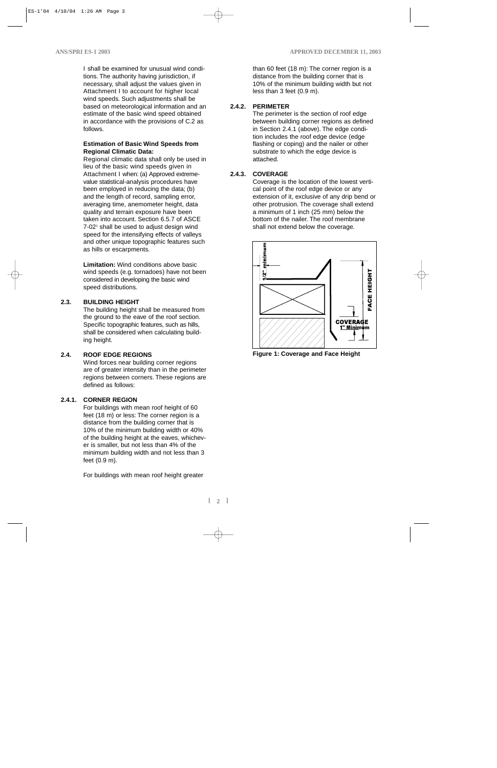I shall be examined for unusual wind conditions. The authority having jurisdiction, if necessary, shall adjust the values given in Attachment I to account for higher local wind speeds. Such adjustments shall be based on meteorological information and an estimate of the basic wind speed obtained in accordance with the provisions of C.2 as follows.

**Estimation of Basic Wind Speeds from Regional Climatic Data:**
Regional climatic data shall only be used in lieu of the basic wind speeds given in Attachment I when: (a) Approved extreme-value statistical-analysis procedures have been employed in reducing the data; (b) and the length of record, sampling error, averaging time, anemometer height, data quality and terrain exposure have been taken into account. Section 6.5.7 of ASCE 7-02[1] shall be used to adjust design wind speed for the intensifying effects of valleys and other unique topographic features such as hills or escarpments.

**Limitation:** Wind conditions above basic wind speeds (e.g. tornadoes) have not been considered in developing the basic wind speed distributions.

### 2.3. BUILDING HEIGHT

The building height shall be measured from the ground to the eave of the roof section. Specific topographic features, such as hills, shall be considered when calculating building height.

### 2.4. ROOF EDGE REGIONS

Wind forces near building corner regions are of greater intensity than in the perimeter regions between corners. These regions are defined as follows:

#### 2.4.1. CORNER REGION

For buildings with mean roof height of 60 feet (18 m) or less: The corner region is a distance from the building corner that is 10% of the minimum building width or 40% of the building height at the eaves, whichever is smaller, but not less than 4% of the minimum building width and not less than 3 feet (0.9 m).

For buildings with mean roof height greater than 60 feet (18 m): The corner region is a distance from the building corner that is 10% of the minimum building width but not less than 3 feet (0.9 m).

#### 2.4.2. PERIMETER

The perimeter is the section of roof edge between building corner regions as defined in Section 2.4.1 (above). The edge condition includes the roof edge device (edge flashing or coping) and the nailer or other substrate to which the edge device is attached.

#### 2.4.3. COVERAGE

Coverage is the location of the lowest vertical point of the roof edge device or any extension of it, exclusive of any drip bend or other protrusion. The coverage shall extend a minimum of 1 inch (25 mm) below the bottom of the nailer. The roof membrane shall not extend below the coverage.

**Figure 1: Coverage and Face Height**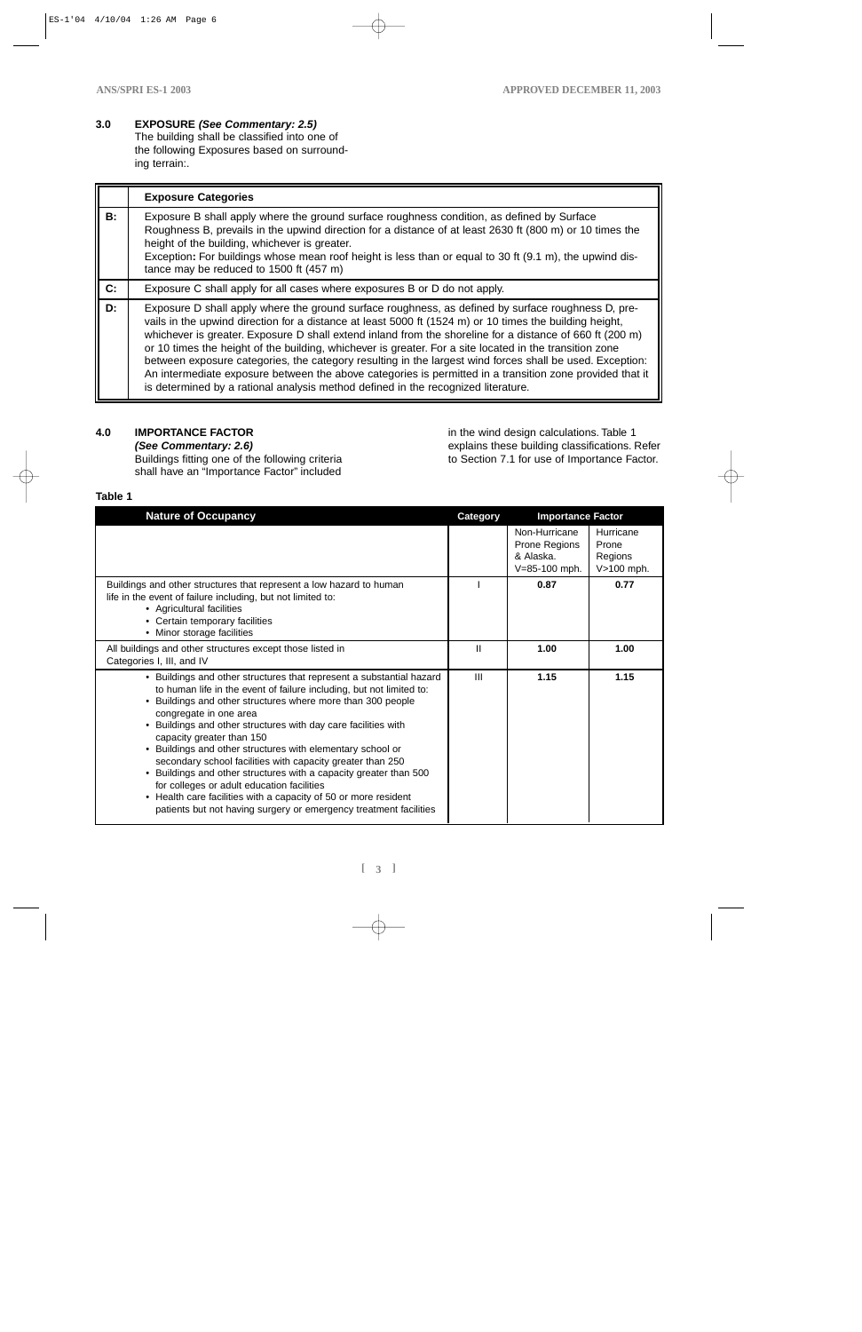## 3.0 EXPOSURE *(See Commentary: 2.5)*

The building shall be classified into one of the following Exposures based on surrounding terrain:.

| | Exposure Categories |
|---|---|
| **B:** | Exposure B shall apply where the ground surface roughness condition, as defined by Surface Roughness B, prevails in the upwind direction for a distance of at least 2630 ft (800 m) or 10 times the height of the building, whichever is greater.<br>Exception**:** For buildings whose mean roof height is less than or equal to 30 ft (9.1 m), the upwind distance may be reduced to 1500 ft (457 m) |
| **C:** | Exposure C shall apply for all cases where exposures B or D do not apply. |
| **D:** | Exposure D shall apply where the ground surface roughness, as defined by surface roughness D, prevails in the upwind direction for a distance at least 5000 ft (1524 m) or 10 times the building height, whichever is greater. Exposure D shall extend inland from the shoreline for a distance of 660 ft (200 m) or 10 times the height of the building, whichever is greater. For a site located in the transition zone between exposure categories, the category resulting in the largest wind forces shall be used. Exception: An intermediate exposure between the above categories is permitted in a transition zone provided that it is determined by a rational analysis method defined in the recognized literature. |

## 4.0 IMPORTANCE FACTOR

*(See Commentary: 2.6)*

Buildings fitting one of the following criteria shall have an "Importance Factor" included in the wind design calculations. Table 1 explains these building classifications. Refer to Section 7.1 for use of Importance Factor.

**Table 1**

| Nature of Occupancy | Category | Importance Factor | |
|---|---|---|---|
| | | Non-Hurricane Prone Regions & Alaska. V=85-100 mph. | Hurricane Prone Regions V>100 mph. |
| Buildings and other structures that represent a low hazard to human life in the event of failure including, but not limited to:<br>• Agricultural facilities<br>• Certain temporary facilities<br>• Minor storage facilities | I | **0.87** | **0.77** |
| All buildings and other structures except those listed in Categories I, III, and IV | II | **1.00** | **1.00** |
| • Buildings and other structures that represent a substantial hazard to human life in the event of failure including, but not limited to:<br>• Buildings and other structures where more than 300 people congregate in one area<br>• Buildings and other structures with day care facilities with capacity greater than 150<br>• Buildings and other structures with elementary school or secondary school facilities with capacity greater than 250<br>• Buildings and other structures with a capacity greater than 500 for colleges or adult education facilities<br>• Health care facilities with a capacity of 50 or more resident patients but not having surgery or emergency treatment facilities | III | **1.15** | **1.15** |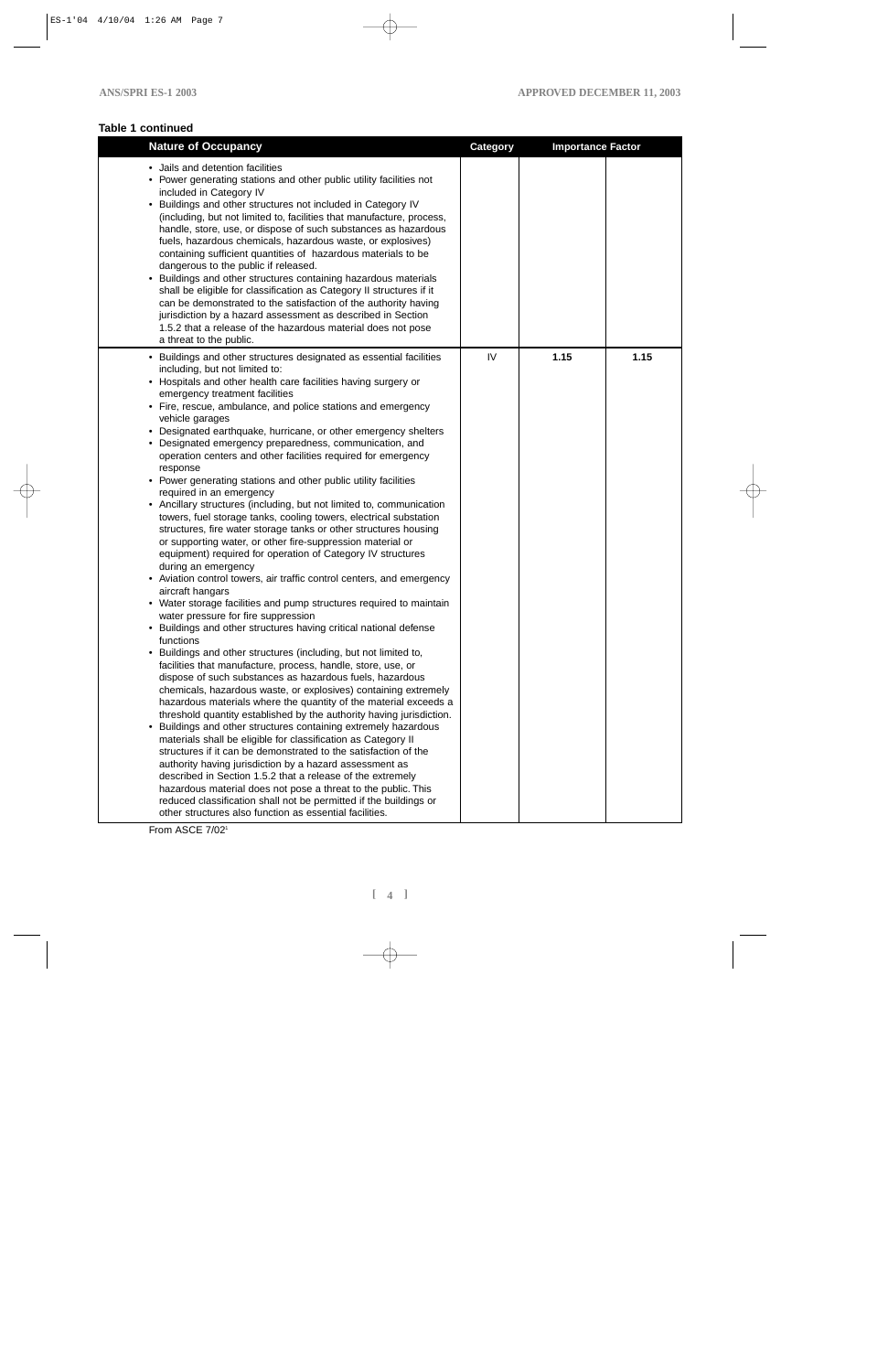**Table 1 continued**

| Nature of Occupancy | Category | Importance Factor | |
|---|---|---|---|
| • Jails and detention facilities<br>• Power generating stations and other public utility facilities not included in Category IV<br>• Buildings and other structures not included in Category IV (including, but not limited to, facilities that manufacture, process, handle, store, use, or dispose of such substances as hazardous fuels, hazardous chemicals, hazardous waste, or explosives) containing sufficient quantities of hazardous materials to be dangerous to the public if released.<br>• Buildings and other structures containing hazardous materials shall be eligible for classification as Category II structures if it can be demonstrated to the satisfaction of the authority having jurisdiction by a hazard assessment as described in Section 1.5.2 that a release of the hazardous material does not pose a threat to the public. | | | |
| • Buildings and other structures designated as essential facilities including, but not limited to:<br>• Hospitals and other health care facilities having surgery or emergency treatment facilities<br>• Fire, rescue, ambulance, and police stations and emergency vehicle garages<br>• Designated earthquake, hurricane, or other emergency shelters<br>• Designated emergency preparedness, communication, and operation centers and other facilities required for emergency response<br>• Power generating stations and other public utility facilities required in an emergency<br>• Ancillary structures (including, but not limited to, communication towers, fuel storage tanks, cooling towers, electrical substation structures, fire water storage tanks or other structures housing or supporting water, or other fire-suppression material or equipment) required for operation of Category IV structures during an emergency<br>• Aviation control towers, air traffic control centers, and emergency aircraft hangars<br>• Water storage facilities and pump structures required to maintain water pressure for fire suppression<br>• Buildings and other structures having critical national defense functions<br>• Buildings and other structures (including, but not limited to, facilities that manufacture, process, handle, store, use, or dispose of such substances as hazardous fuels, hazardous chemicals, hazardous waste, or explosives) containing extremely hazardous materials where the quantity of the material exceeds a threshold quantity established by the authority having jurisdiction.<br>• Buildings and other structures containing extremely hazardous materials shall be eligible for classification as Category II structures if it can be demonstrated to the satisfaction of the authority having jurisdiction by a hazard assessment as described in Section 1.5.2 that a release of the extremely hazardous material does not pose a threat to the public. This reduced classification shall not be permitted if the buildings or other structures also function as essential facilities. | IV | **1.15** | **1.15** |

From ASCE 7/02[1]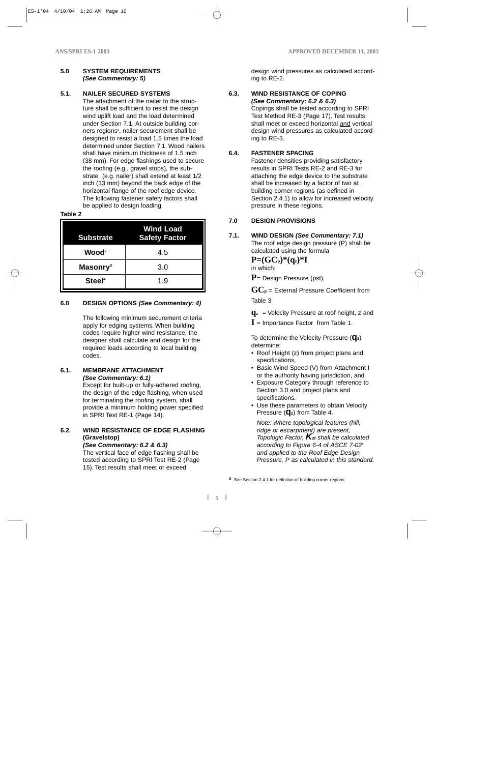## 5.0 SYSTEM REQUIREMENTS
***(See Commentary: 5)***

### 5.1. NAILER SECURED SYSTEMS

The attachment of the nailer to the structure shall be sufficient to resist the design wind uplift load and the load determined under Section 7.1. At outside building corners regions[a], nailer securement shall be designed to resist a load 1.5 times the load determined under Section 7.1. Wood nailers shall have minimum thickness of 1.5 inch (38 mm). For edge flashings used to secure the roofing (e.g., gravel stops), the substrate (e.g. nailer) shall extend at least 1/2 inch (13 mm) beyond the back edge of the horizontal flange of the roof edge device. The following fastener safety factors shall be applied to design loading.

**Table 2**

| Substrate | Wind Load Safety Factor |
|---|---|
| **Wood**[2] | 4.5 |
| **Masonry**[3] | 3.0 |
| **Steel**[4] | 1.9 |

## 6.0 DESIGN OPTIONS *(See Commentary: 4)*

The following minimum securement criteria apply for edging systems. When building codes require higher wind resistance, the designer shall calculate and design for the required loads according to local building codes.

### 6.1. MEMBRANE ATTACHMENT
***(See Commentary: 6.1)***

Except for built-up or fully-adhered roofing, the design of the edge flashing, when used for terminating the roofing system, shall provide a minimum holding power specified in SPRI Test RE-1 (Page 14).

### 6.2. WIND RESISTANCE OF EDGE FLASHING (Gravelstop)
***(See Commentary: 6.2 & 6.3)***

The vertical face of edge flashing shall be tested according to SPRI Test RE-2 (Page 15). Test results shall meet or exceed design wind pressures as calculated according to RE-2.

### 6.3. WIND RESISTANCE OF COPING
***(See Commentary: 6.2 & 6.3)***

Copings shall be tested according to SPRI Test Method RE-3 (Page 17). Test results shall meet or exceed horizontal <u>and</u> vertical design wind pressures as calculated according to RE-3.

### 6.4. FASTENER SPACING

Fastener densities providing satisfactory results in SPRI Tests RE-2 and RE-3 for attaching the edge device to the substrate shall be increased by a factor of two at building corner regions (as defined in Section 2.4.1) to allow for increased velocity pressure in these regions.

## 7.0 DESIGN PROVISIONS

### 7.1. WIND DESIGN *(See Commentary: 7.1)*

The roof edge design pressure (P) shall be calculated using the formula

$$P=(GC_p)*(q_z)*I$$

in which:

$P$ = Design Pressure (psf),

$GC_p$ = External Pressure Coefficient from Table 3

$q_z$ = Velocity Pressure at roof height, z and

$I$ = Importance Factor from Table 1.

To determine the Velocity Pressure ($q_z$) determine:

- Roof Height (z) from project plans and specifications,
- Basic Wind Speed (V) from Attachment I or the authority having jurisdiction, and
- Exposure Category through reference to Section 3.0 and project plans and specifications.
- Use these parameters to obtain Velocity Pressure ($q_z$) from Table 4.

*Note: Where topological features (hill, ridge or escarpment) are present, Topologic Factor, $K_{zt}$ shall be calculated according to Figure 6-4 of ASCE 7-02[1] and applied to the Roof Edge Design Pressure, P as calculated in this standard.*

[a] See Section 2.4.1 for definition of building corner regions.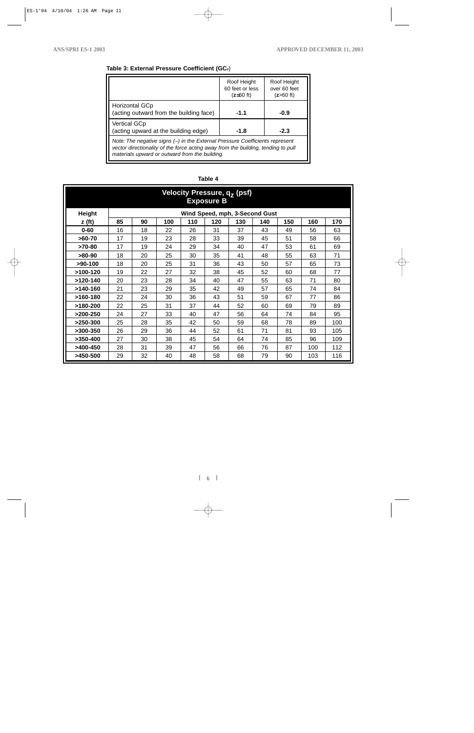**Table 3: External Pressure Coefficient ($GC_p$)**

| | Roof Height 60 feet or less ($z \leq 60$ ft) | Roof Height over 60 feet ($z > 60$ ft) |
|---|---|---|
| Horizontal GCp (acting outward from the building face) | **-1.1** | **-0.9** |
| Vertical GCp (acting upward at the building edge) | **-1.8** | **-2.3** |

*Note: The negative signs (–) in the External Pressure Coefficients represent vector directionality of the force acting away from the building, tending to pull materials upward or outward from the building.*

**Table 4**

**Velocity Pressure, $q_z$ (psf) Exposure B**

| Height | Wind Speed, mph, 3-Second Gust | | | | | | | | | |
|---|---|---|---|---|---|---|---|---|---|---|
| **z (ft)** | **85** | **90** | **100** | **110** | **120** | **130** | **140** | **150** | **160** | **170** |
| **0-60** | 16 | 18 | 22 | 26 | 31 | 37 | 43 | 49 | 56 | 63 |
| **>60-70** | 17 | 19 | 23 | 28 | 33 | 39 | 45 | 51 | 58 | 66 |
| **>70-80** | 17 | 19 | 24 | 29 | 34 | 40 | 47 | 53 | 61 | 69 |
| **>80-90** | 18 | 20 | 25 | 30 | 35 | 41 | 48 | 55 | 63 | 71 |
| **>90-100** | 18 | 20 | 25 | 31 | 36 | 43 | 50 | 57 | 65 | 73 |
| **>100-120** | 19 | 22 | 27 | 32 | 38 | 45 | 52 | 60 | 68 | 77 |
| **>120-140** | 20 | 23 | 28 | 34 | 40 | 47 | 55 | 63 | 71 | 80 |
| **>140-160** | 21 | 23 | 29 | 35 | 42 | 49 | 57 | 65 | 74 | 84 |
| **>160-180** | 22 | 24 | 30 | 36 | 43 | 51 | 59 | 67 | 77 | 86 |
| **>180-200** | 22 | 25 | 31 | 37 | 44 | 52 | 60 | 69 | 79 | 89 |
| **>200-250** | 24 | 27 | 33 | 40 | 47 | 56 | 64 | 74 | 84 | 95 |
| **>250-300** | 25 | 28 | 35 | 42 | 50 | 59 | 68 | 78 | 89 | 100 |
| **>300-350** | 26 | 29 | 36 | 44 | 52 | 61 | 71 | 81 | 93 | 105 |
| **>350-400** | 27 | 30 | 38 | 45 | 54 | 64 | 74 | 85 | 96 | 109 |
| **>400-450** | 28 | 31 | 39 | 47 | 56 | 66 | 76 | 87 | 100 | 112 |
| **>450-500** | 29 | 32 | 40 | 48 | 58 | 68 | 79 | 90 | 103 | 116 |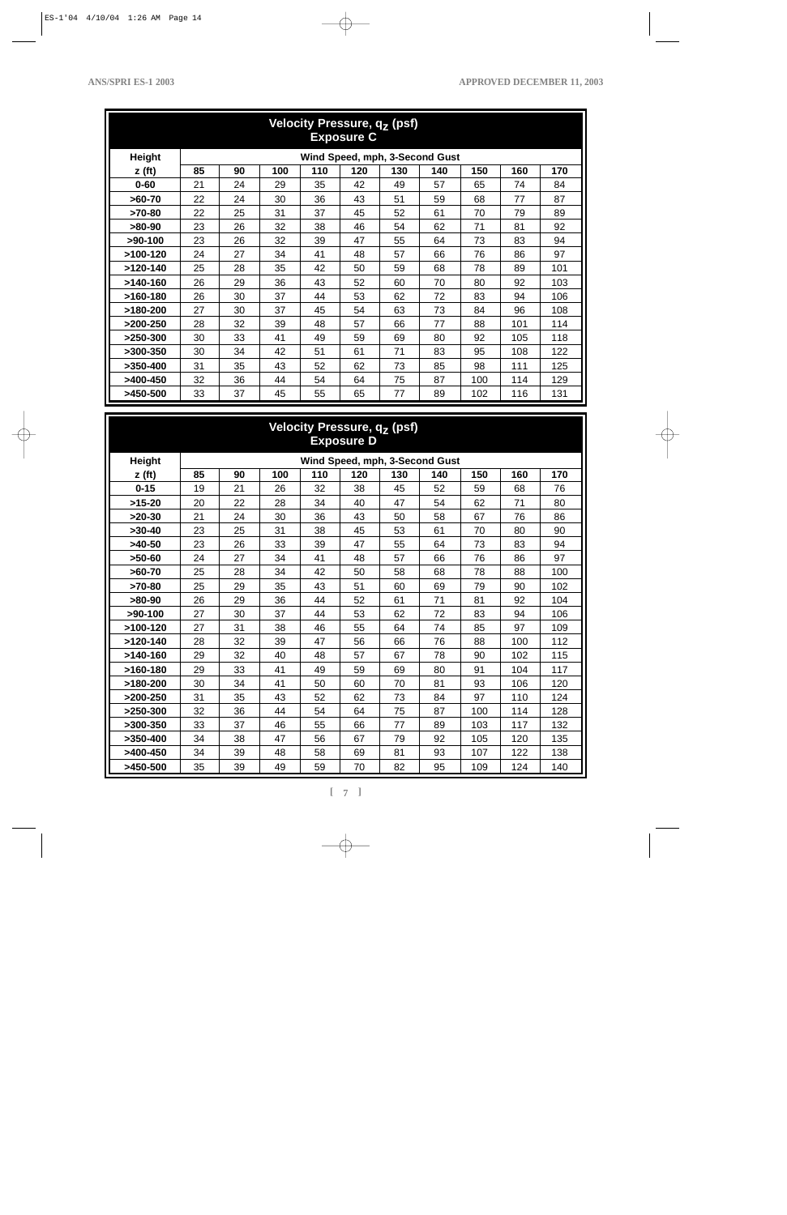| Velocity Pressure, $q_z$ (psf) Exposure C | | | | | | | | | | |
|---|---|---|---|---|---|---|---|---|---|---|
| **Height** | **Wind Speed, mph, 3-Second Gust** | | | | | | | | | |
| **z (ft)** | **85** | **90** | **100** | **110** | **120** | **130** | **140** | **150** | **160** | **170** |
| **0-60** | 21 | 24 | 29 | 35 | 42 | 49 | 57 | 65 | 74 | 84 |
| **>60-70** | 22 | 24 | 30 | 36 | 43 | 51 | 59 | 68 | 77 | 87 |
| **>70-80** | 22 | 25 | 31 | 37 | 45 | 52 | 61 | 70 | 79 | 89 |
| **>80-90** | 23 | 26 | 32 | 38 | 46 | 54 | 62 | 71 | 81 | 92 |
| **>90-100** | 23 | 26 | 32 | 39 | 47 | 55 | 64 | 73 | 83 | 94 |
| **>100-120** | 24 | 27 | 34 | 41 | 48 | 57 | 66 | 76 | 86 | 97 |
| **>120-140** | 25 | 28 | 35 | 42 | 50 | 59 | 68 | 78 | 89 | 101 |
| **>140-160** | 26 | 29 | 36 | 43 | 52 | 60 | 70 | 80 | 92 | 103 |
| **>160-180** | 26 | 30 | 37 | 44 | 53 | 62 | 72 | 83 | 94 | 106 |
| **>180-200** | 27 | 30 | 37 | 45 | 54 | 63 | 73 | 84 | 96 | 108 |
| **>200-250** | 28 | 32 | 39 | 48 | 57 | 66 | 77 | 88 | 101 | 114 |
| **>250-300** | 30 | 33 | 41 | 49 | 59 | 69 | 80 | 92 | 105 | 118 |
| **>300-350** | 30 | 34 | 42 | 51 | 61 | 71 | 83 | 95 | 108 | 122 |
| **>350-400** | 31 | 35 | 43 | 52 | 62 | 73 | 85 | 98 | 111 | 125 |
| **>400-450** | 32 | 36 | 44 | 54 | 64 | 75 | 87 | 100 | 114 | 129 |
| **>450-500** | 33 | 37 | 45 | 55 | 65 | 77 | 89 | 102 | 116 | 131 |

| Velocity Pressure, $q_z$ (psf) Exposure D | | | | | | | | | | |
|---|---|---|---|---|---|---|---|---|---|---|
| **Height** | **Wind Speed, mph, 3-Second Gust** | | | | | | | | | |
| **z (ft)** | **85** | **90** | **100** | **110** | **120** | **130** | **140** | **150** | **160** | **170** |
| **0-15** | 19 | 21 | 26 | 32 | 38 | 45 | 52 | 59 | 68 | 76 |
| **>15-20** | 20 | 22 | 28 | 34 | 40 | 47 | 54 | 62 | 71 | 80 |
| **>20-30** | 21 | 24 | 30 | 36 | 43 | 50 | 58 | 67 | 76 | 86 |
| **>30-40** | 23 | 25 | 31 | 38 | 45 | 53 | 61 | 70 | 80 | 90 |
| **>40-50** | 23 | 26 | 33 | 39 | 47 | 55 | 64 | 73 | 83 | 94 |
| **>50-60** | 24 | 27 | 34 | 41 | 48 | 57 | 66 | 76 | 86 | 97 |
| **>60-70** | 25 | 28 | 34 | 42 | 50 | 58 | 68 | 78 | 88 | 100 |
| **>70-80** | 25 | 29 | 35 | 43 | 51 | 60 | 69 | 79 | 90 | 102 |
| **>80-90** | 26 | 29 | 36 | 44 | 52 | 61 | 71 | 81 | 92 | 104 |
| **>90-100** | 27 | 30 | 37 | 44 | 53 | 62 | 72 | 83 | 94 | 106 |
| **>100-120** | 27 | 31 | 38 | 46 | 55 | 64 | 74 | 85 | 97 | 109 |
| **>120-140** | 28 | 32 | 39 | 47 | 56 | 66 | 76 | 88 | 100 | 112 |
| **>140-160** | 29 | 32 | 40 | 48 | 57 | 67 | 78 | 90 | 102 | 115 |
| **>160-180** | 29 | 33 | 41 | 49 | 59 | 69 | 80 | 91 | 104 | 117 |
| **>180-200** | 30 | 34 | 41 | 50 | 60 | 70 | 81 | 93 | 106 | 120 |
| **>200-250** | 31 | 35 | 43 | 52 | 62 | 73 | 84 | 97 | 110 | 124 |
| **>250-300** | 32 | 36 | 44 | 54 | 64 | 75 | 87 | 100 | 114 | 128 |
| **>300-350** | 33 | 37 | 46 | 55 | 66 | 77 | 89 | 103 | 117 | 132 |
| **>350-400** | 34 | 38 | 47 | 56 | 67 | 79 | 92 | 105 | 120 | 135 |
| **>400-450** | 34 | 39 | 48 | 58 | 69 | 81 | 93 | 107 | 122 | 138 |
| **>450-500** | 35 | 39 | 49 | 59 | 70 | 82 | 95 | 109 | 124 | 140 |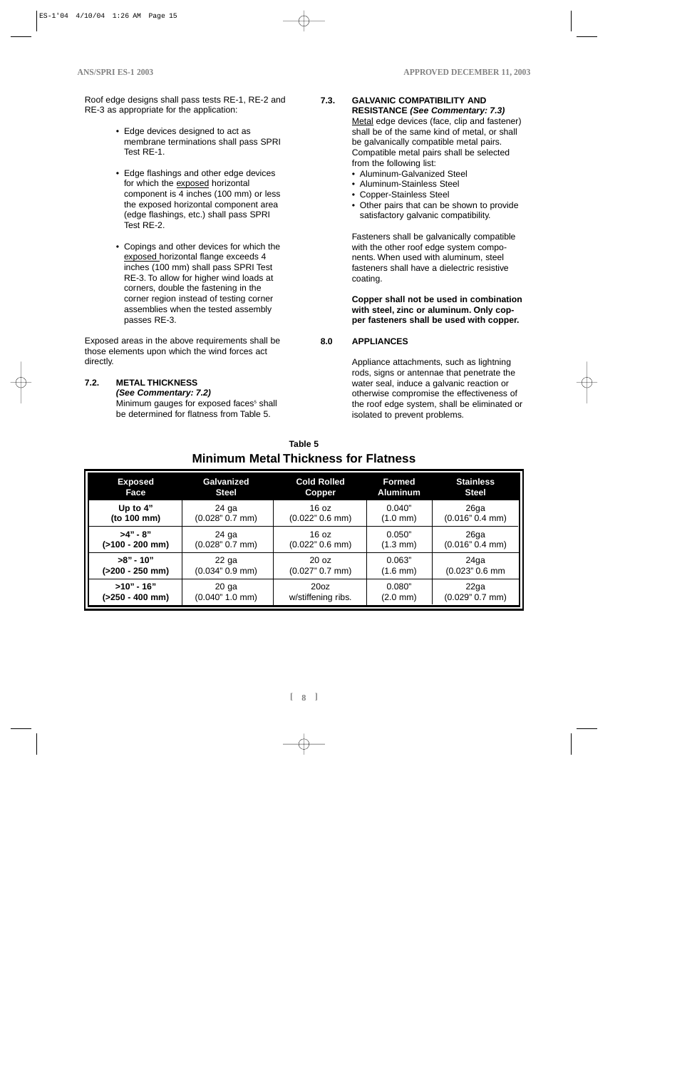Roof edge designs shall pass tests RE-1, RE-2 and RE-3 as appropriate for the application:

- Edge devices designed to act as membrane terminations shall pass SPRI Test RE-1.
- Edge flashings and other edge devices for which the exposed horizontal component is 4 inches (100 mm) or less the exposed horizontal component area (edge flashings, etc.) shall pass SPRI Test RE-2.
- Copings and other devices for which the exposed horizontal flange exceeds 4 inches (100 mm) shall pass SPRI Test RE-3. To allow for higher wind loads at corners, double the fastening in the corner region instead of testing corner assemblies when the tested assembly passes RE-3.

Exposed areas in the above requirements shall be those elements upon which the wind forces act directly.

### 7.2. METAL THICKNESS *(See Commentary: 7.2)*

Minimum gauges for exposed faces[5] shall be determined for flatness from Table 5.

### 7.3. GALVANIC COMPATIBILITY AND RESISTANCE *(See Commentary: 7.3)*

Metal edge devices (face, clip and fastener) shall be of the same kind of metal, or shall be galvanically compatible metal pairs. Compatible metal pairs shall be selected from the following list:

- Aluminum-Galvanized Steel
- Aluminum-Stainless Steel
- Copper-Stainless Steel
- Other pairs that can be shown to provide satisfactory galvanic compatibility.

Fasteners shall be galvanically compatible with the other roof edge system components. When used with aluminum, steel fasteners shall have a dielectric resistive coating.

**Copper shall not be used in combination with steel, zinc or aluminum. Only copper fasteners shall be used with copper.**

## 8.0 APPLIANCES

Appliance attachments, such as lightning rods, signs or antennae that penetrate the water seal, induce a galvanic reaction or otherwise compromise the effectiveness of the roof edge system, shall be eliminated or isolated to prevent problems.

**Table 5**

## Minimum Metal Thickness for Flatness

| Exposed Face | Galvanized Steel | Cold Rolled Copper | Formed Aluminum | Stainless Steel |
|---|---|---|---|---|
| **Up to 4" (to 100 mm)** | 24 ga (0.028" 0.7 mm) | 16 oz (0.022" 0.6 mm) | 0.040" (1.0 mm) | 26ga (0.016" 0.4 mm) |
| **>4" - 8" (>100 - 200 mm)** | 24 ga (0.028" 0.7 mm) | 16 oz (0.022" 0.6 mm) | 0.050" (1.3 mm) | 26ga (0.016" 0.4 mm) |
| **>8" - 10" (>200 - 250 mm)** | 22 ga (0.034" 0.9 mm) | 20 oz (0.027" 0.7 mm) | 0.063" (1.6 mm) | 24ga (0.023" 0.6 mm |
| **>10" - 16" (>250 - 400 mm)** | 20 ga (0.040" 1.0 mm) | 20oz w/stiffening ribs. | 0.080" (2.0 mm) | 22ga (0.029" 0.7 mm) |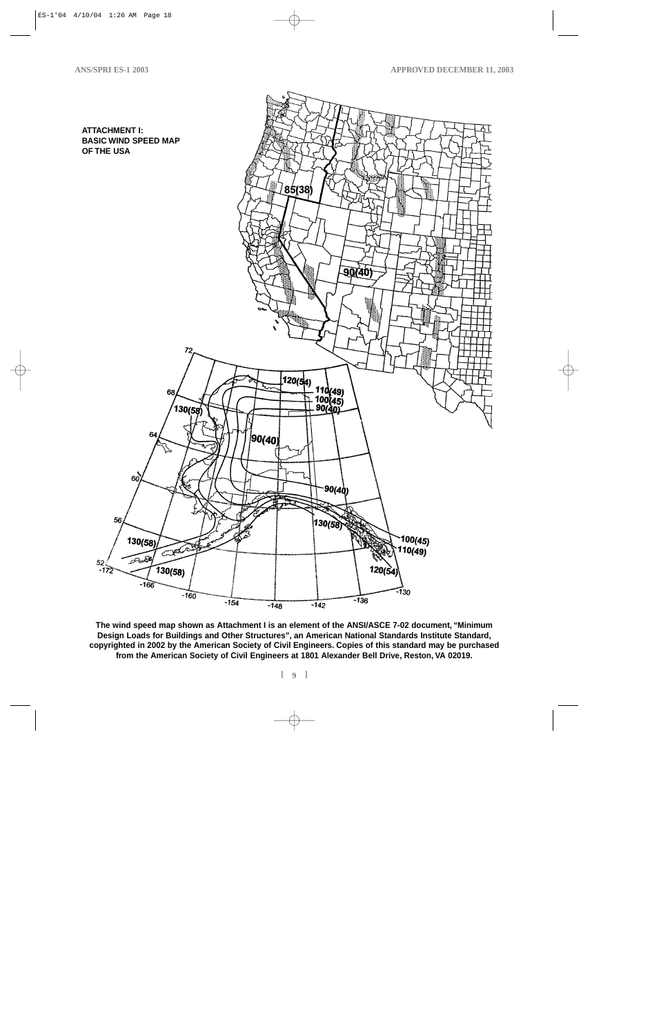**ATTACHMENT I:**
**BASIC WIND SPEED MAP OF THE USA**

**The wind speed map shown as Attachment I is an element of the ANSI/ASCE 7-02 document, "Minimum Design Loads for Buildings and Other Structures", an American National Standards Institute Standard, copyrighted in 2002 by the American Society of Civil Engineers. Copies of this standard may be purchased from the American Society of Civil Engineers at 1801 Alexander Bell Drive, Reston, VA 02019.**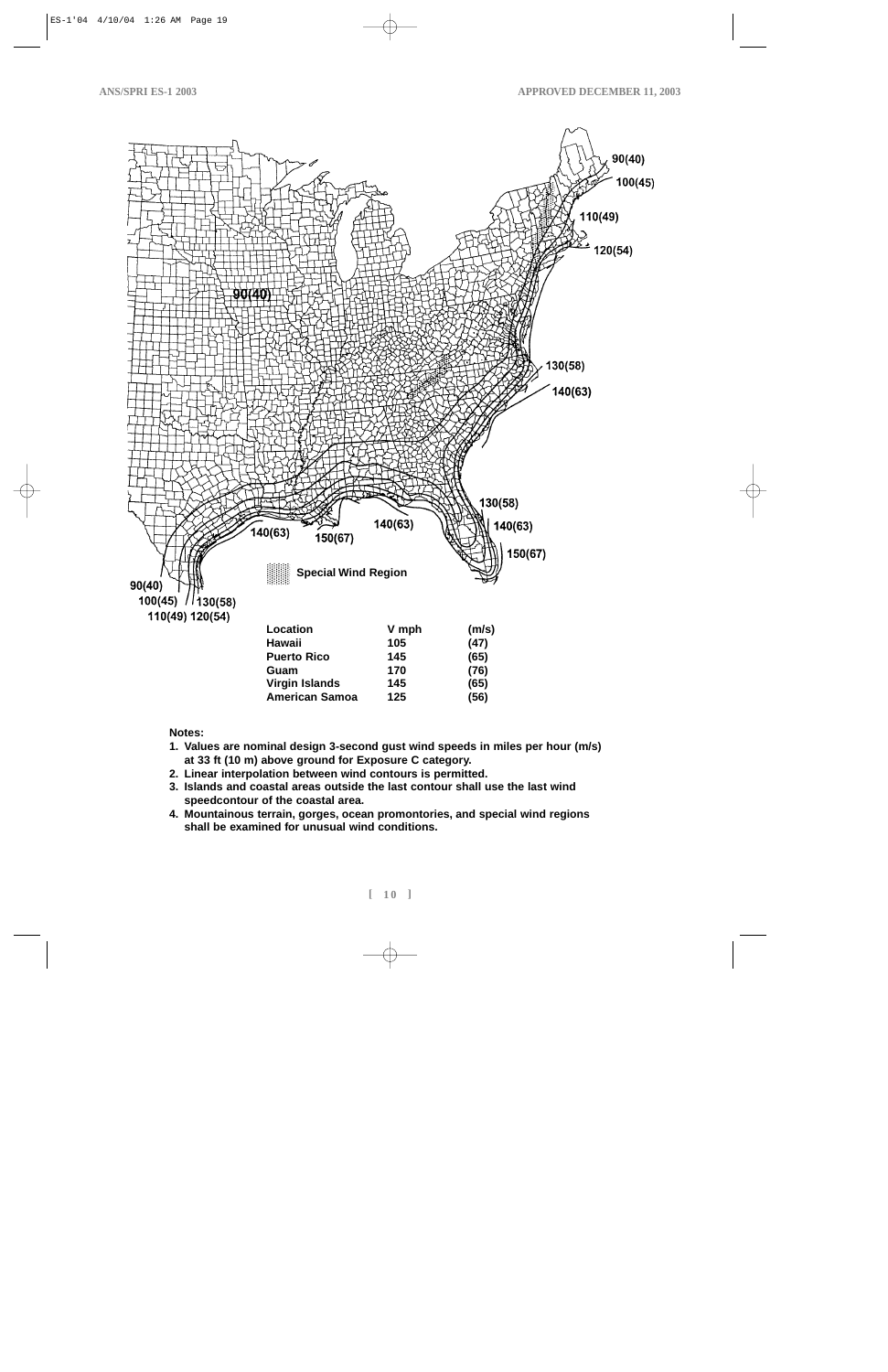90(40)

100(45)

110(49)

120(54)

90(40)

130(58)

140(63)

130(58)

140(63)

150(67)

140(63)

140(63)

150(67)

Special Wind Region

90(40)

100(45)

130(58)

110(49) 120(54)

| Location | V mph | (m/s) |
|---|---|---|
| Hawaii | 105 | (47) |
| Puerto Rico | 145 | (65) |
| Guam | 170 | (76) |
| Virgin Islands | 145 | (65) |
| American Samoa | 125 | (56) |

**Notes:**

1. **Values are nominal design 3-second gust wind speeds in miles per hour (m/s) at 33 ft (10 m) above ground for Exposure C category.**
2. **Linear interpolation between wind contours is permitted.**
3. **Islands and coastal areas outside the last contour shall use the last wind speedcontour of the coastal area.**
4. **Mountainous terrain, gorges, ocean promontories, and special wind regions shall be examined for unusual wind conditions.**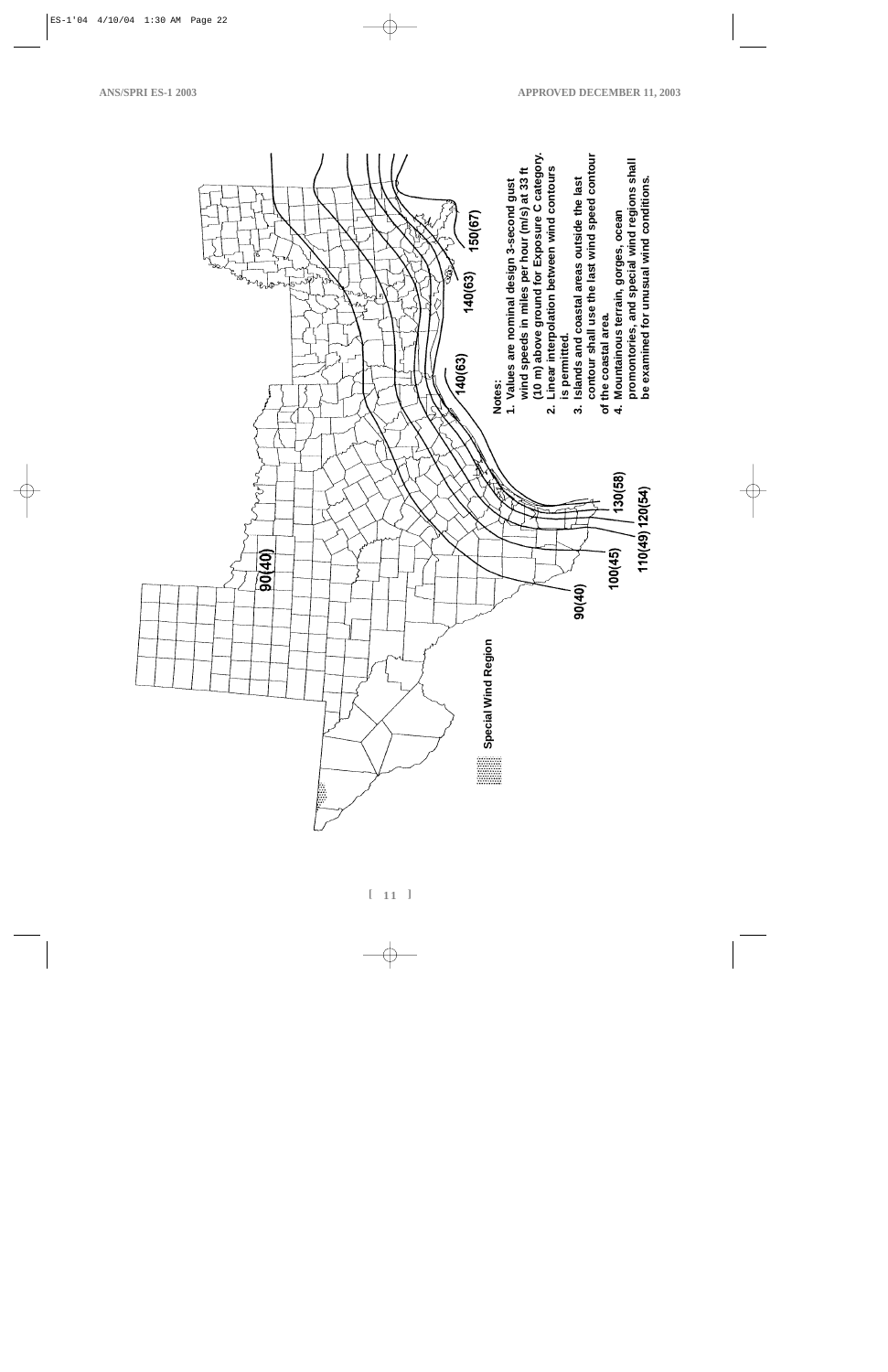90(40)

Special Wind Region

90(40)

100(45)

110(49) 120(54)

130(58)

140(63)

140(63)

150(67)

Notes:

1. Values are nominal design 3-second gust wind speeds in miles per hour (m/s) at 33 ft (10 m) above ground for Exposure C category.
2. Linear interpolation between wind contours is permitted.
3. Islands and coastal areas outside the last contour shall use the last wind speed contour of the coastal area.
4. Mountainous terrain, gorges, ocean promontories, and special wind regions shall be examined for unusual wind conditions.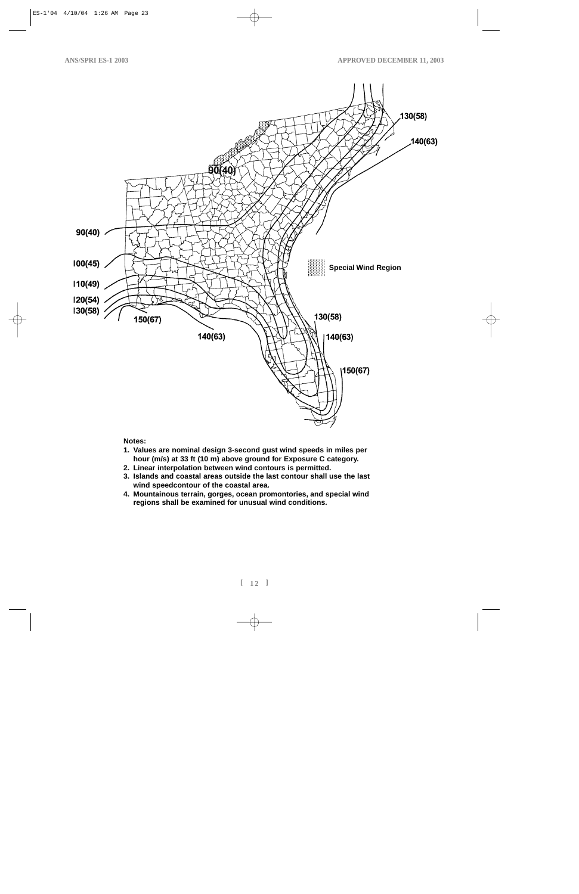90(40)

90(40)

100(45)

110(49)

120(54)

130(58)

150(67)

140(63)

130(58)

140(63)

130(58)

140(63)

150(67)

Special Wind Region

**Notes:**

1. **Values are nominal design 3-second gust wind speeds in miles per hour (m/s) at 33 ft (10 m) above ground for Exposure C category.**
2. **Linear interpolation between wind contours is permitted.**
3. **Islands and coastal areas outside the last contour shall use the last wind speedcontour of the coastal area.**
4. **Mountainous terrain, gorges, ocean promontories, and special wind regions shall be examined for unusual wind conditions.**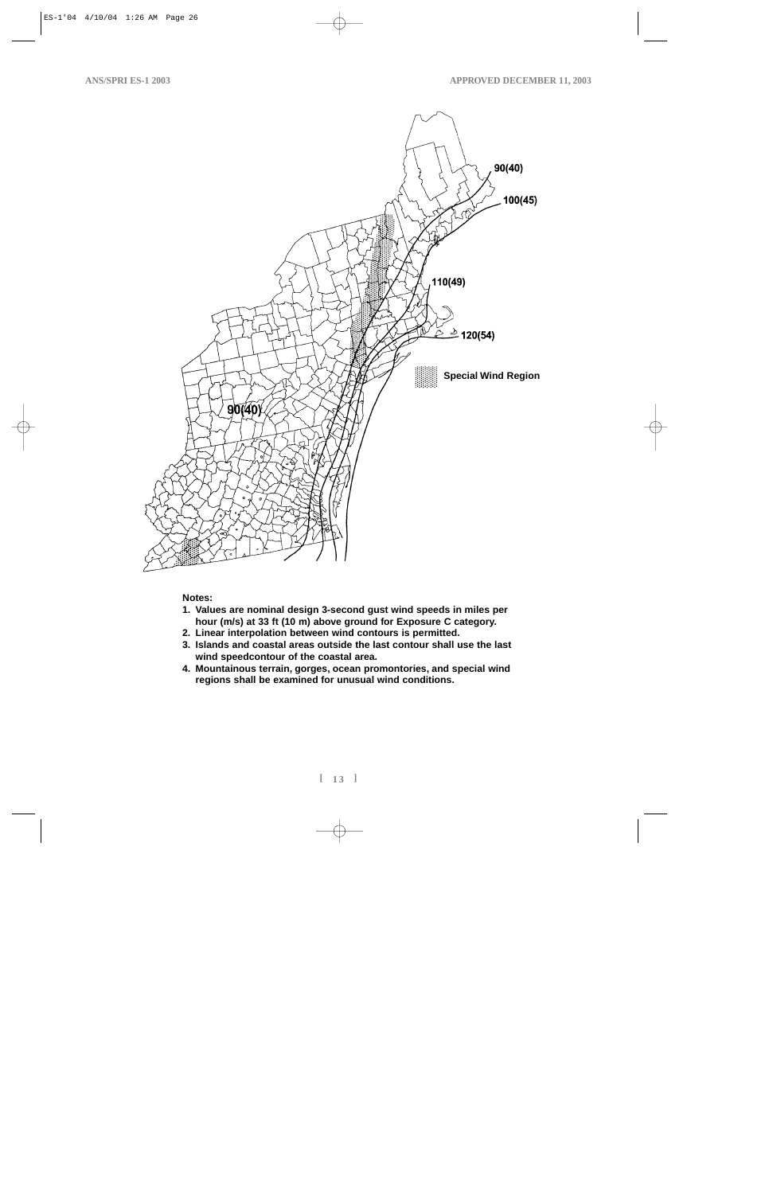90(40)

100(45)

110(49)

120(54)

Special Wind Region

90(40)

**Notes:**

1. **Values are nominal design 3-second gust wind speeds in miles per hour (m/s) at 33 ft (10 m) above ground for Exposure C category.**
2. **Linear interpolation between wind contours is permitted.**
3. **Islands and coastal areas outside the last contour shall use the last wind speedcontour of the coastal area.**
4. **Mountainous terrain, gorges, ocean promontories, and special wind regions shall be examined for unusual wind conditions.**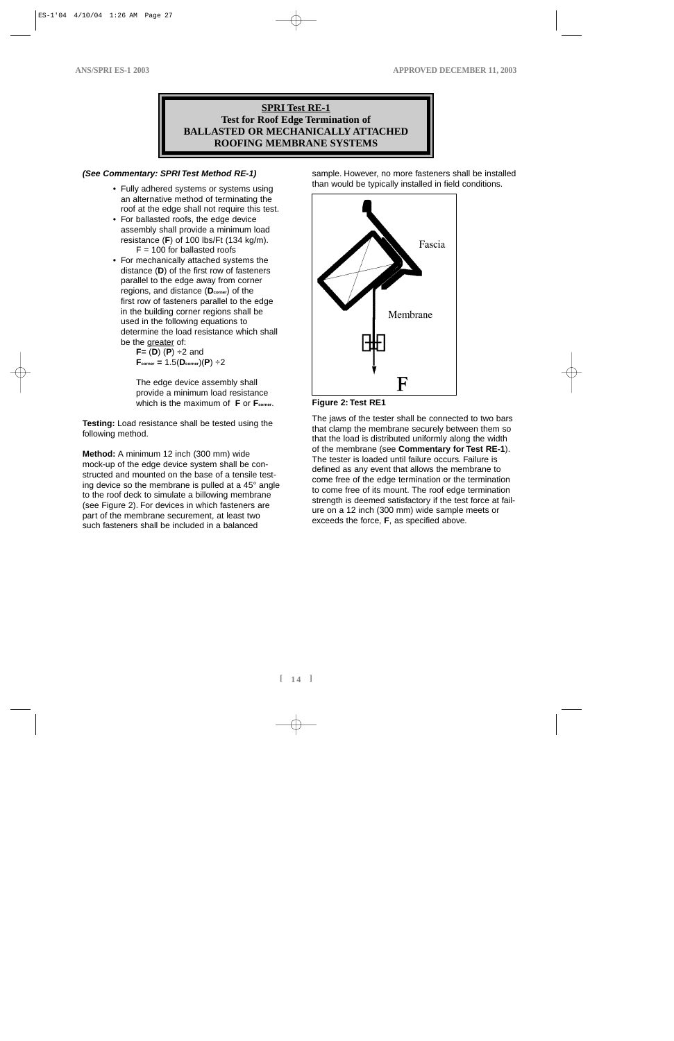## SPRI Test RE-1

**Test for Roof Edge Termination of BALLASTED OR MECHANICALLY ATTACHED ROOFING MEMBRANE SYSTEMS**

***(See Commentary: SPRI Test Method RE-1)***

- Fully adhered systems or systems using an alternative method of terminating the roof at the edge shall not require this test.
- For ballasted roofs, the edge device assembly shall provide a minimum load resistance (**F**) of 100 lbs/Ft (134 kg/m).
  $F = 100$ for ballasted roofs
- For mechanically attached systems the distance (**D**) of the first row of fasteners parallel to the edge away from corner regions, and distance ($\mathbf{D_{corner}}$) of the first row of fasteners parallel to the edge in the building corner regions shall be used in the following equations to determine the load resistance which shall be the greater of:

  $\mathbf{F} = (\mathbf{D})(\mathbf{P}) \div 2$ and

  $\mathbf{F_{corner}} = 1.5(\mathbf{D_{corner}})(\mathbf{P}) \div 2$

  The edge device assembly shall provide a minimum load resistance which is the maximum of **F** or $\mathbf{F_{corner}}$.

**Testing:** Load resistance shall be tested using the following method.

**Method:** A minimum 12 inch (300 mm) wide mock-up of the edge device system shall be constructed and mounted on the base of a tensile testing device so the membrane is pulled at a 45° angle to the roof deck to simulate a billowing membrane (see Figure 2). For devices in which fasteners are part of the membrane securement, at least two such fasteners shall be included in a balanced sample. However, no more fasteners shall be installed than would be typically installed in field conditions.

Fascia

Membrane

F

**Figure 2: Test RE1**

The jaws of the tester shall be connected to two bars that clamp the membrane securely between them so that the load is distributed uniformly along the width of the membrane (see **Commentary for Test RE-1**). The tester is loaded until failure occurs. Failure is defined as any event that allows the membrane to come free of the edge termination or the termination to come free of its mount. The roof edge termination strength is deemed satisfactory if the test force at failure on a 12 inch (300 mm) wide sample meets or exceeds the force, **F**, as specified above.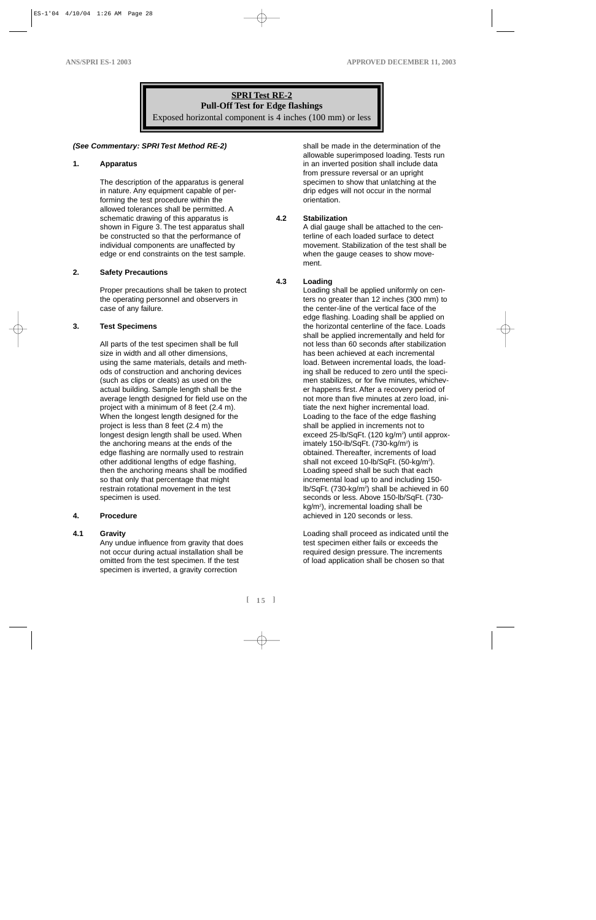**SPRI Test RE-2**
**Pull-Off Test for Edge flashings**
Exposed horizontal component is 4 inches (100 mm) or less

***(See Commentary: SPRI Test Method RE-2)***

### 1. Apparatus

The description of the apparatus is general in nature. Any equipment capable of performing the test procedure within the allowed tolerances shall be permitted. A schematic drawing of this apparatus is shown in Figure 3. The test apparatus shall be constructed so that the performance of individual components are unaffected by edge or end constraints on the test sample.

### 2. Safety Precautions

Proper precautions shall be taken to protect the operating personnel and observers in case of any failure.

### 3. Test Specimens

All parts of the test specimen shall be full size in width and all other dimensions, using the same materials, details and methods of construction and anchoring devices (such as clips or cleats) as used on the actual building. Sample length shall be the average length designed for field use on the project with a minimum of 8 feet (2.4 m). When the longest length designed for the project is less than 8 feet (2.4 m) the longest design length shall be used. When the anchoring means at the ends of the edge flashing are normally used to restrain other additional lengths of edge flashing, then the anchoring means shall be modified so that only that percentage that might restrain rotational movement in the test specimen is used.

### 4. Procedure

#### 4.1 Gravity

Any undue influence from gravity that does not occur during actual installation shall be omitted from the test specimen. If the test specimen is inverted, a gravity correction shall be made in the determination of the allowable superimposed loading. Tests run in an inverted position shall include data from pressure reversal or an upright specimen to show that unlatching at the drip edges will not occur in the normal orientation.

#### 4.2 Stabilization

A dial gauge shall be attached to the centerline of each loaded surface to detect movement. Stabilization of the test shall be when the gauge ceases to show movement.

#### 4.3 Loading

Loading shall be applied uniformly on centers no greater than 12 inches (300 mm) to the center-line of the vertical face of the edge flashing. Loading shall be applied on the horizontal centerline of the face. Loads shall be applied incrementally and held for not less than 60 seconds after stabilization has been achieved at each incremental load. Between incremental loads, the loading shall be reduced to zero until the specimen stabilizes, or for five minutes, whichever happens first. After a recovery period of not more than five minutes at zero load, initiate the next higher incremental load. Loading to the face of the edge flashing shall be applied in increments not to exceed 25-lb/SqFt. (120 kg/m$^2$) until approximately 150-lb/SqFt. (730-kg/m$^2$) is obtained. Thereafter, increments of load shall not exceed 10-lb/SqFt. (50-kg/m$^2$). Loading speed shall be such that each incremental load up to and including 150-lb/SqFt. (730-kg/m$^2$) shall be achieved in 60 seconds or less. Above 150-lb/SqFt. (730-kg/m$^2$), incremental loading shall be achieved in 120 seconds or less.

Loading shall proceed as indicated until the test specimen either fails or exceeds the required design pressure. The increments of load application shall be chosen so that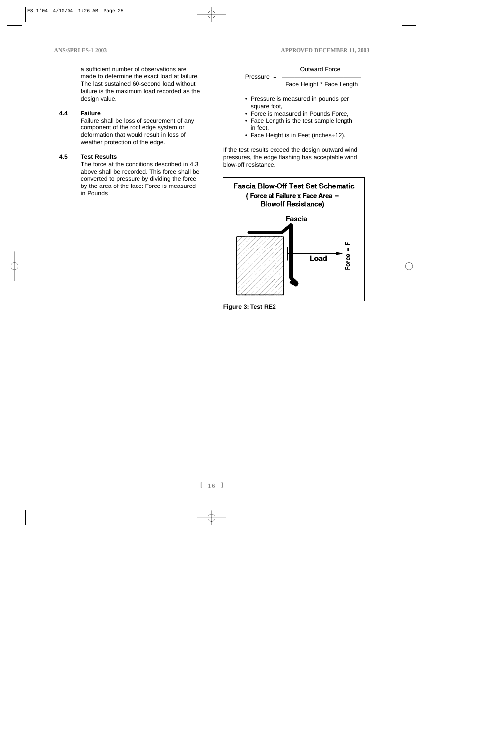a sufficient number of observations are made to determine the exact load at failure. The last sustained 60-second load without failure is the maximum load recorded as the design value.

**4.4 Failure**

Failure shall be loss of securement of any component of the roof edge system or deformation that would result in loss of weather protection of the edge.

**4.5 Test Results**

The force at the conditions described in 4.3 above shall be recorded. This force shall be converted to pressure by dividing the force by the area of the face: Force is measured in Pounds

$$\text{Pressure} = \frac{\text{Outward Force}}{\text{Face Height} * \text{Face Length}}$$

- Pressure is measured in pounds per square foot,
- Force is measured in Pounds Force,
- Face Length is the test sample length in feet,
- Face Height is in Feet (inches÷12).

If the test results exceed the design outward wind pressures, the edge flashing has acceptable wind blow-off resistance.

**Fascia Blow-Off Test Set Schematic**
**( Force at Failure x Face Area = Blowoff Resistance)**

Fascia

Load

Force = F

**Figure 3: Test RE2**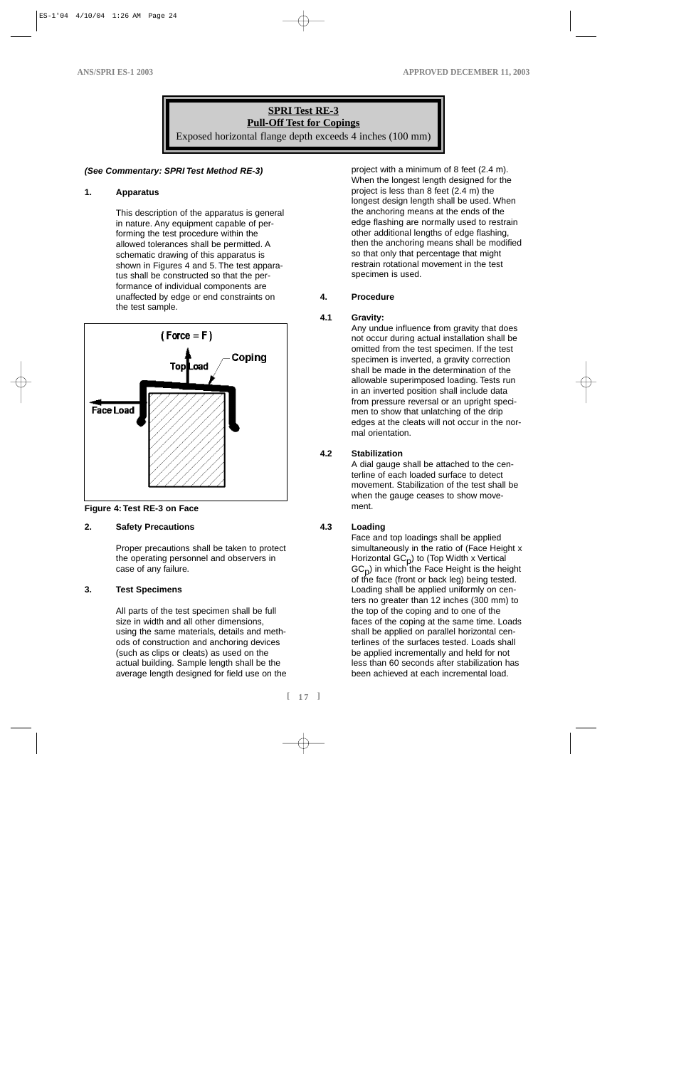## SPRI Test RE-3
## Pull-Off Test for Copings

Exposed horizontal flange depth exceeds 4 inches (100 mm)

***(See Commentary: SPRI Test Method RE-3)***

### 1. Apparatus

This description of the apparatus is general in nature. Any equipment capable of performing the test procedure within the allowed tolerances shall be permitted. A schematic drawing of this apparatus is shown in Figures 4 and 5. The test apparatus shall be constructed so that the performance of individual components are unaffected by edge or end constraints on the test sample.

**Figure 4: Test RE-3 on Face**

### 2. Safety Precautions

Proper precautions shall be taken to protect the operating personnel and observers in case of any failure.

### 3. Test Specimens

All parts of the test specimen shall be full size in width and all other dimensions, using the same materials, details and methods of construction and anchoring devices (such as clips or cleats) as used on the actual building. Sample length shall be the average length designed for field use on the project with a minimum of 8 feet (2.4 m). When the longest length designed for the project is less than 8 feet (2.4 m) the longest design length shall be used. When the anchoring means at the ends of the edge flashing are normally used to restrain other additional lengths of edge flashing, then the anchoring means shall be modified so that only that percentage that might restrain rotational movement in the test specimen is used.

### 4. Procedure

#### 4.1 Gravity:

Any undue influence from gravity that does not occur during actual installation shall be omitted from the test specimen. If the test specimen is inverted, a gravity correction shall be made in the determination of the allowable superimposed loading. Tests run in an inverted position shall include data from pressure reversal or an upright specimen to show that unlatching of the drip edges at the cleats will not occur in the normal orientation.

#### 4.2 Stabilization

A dial gauge shall be attached to the centerline of each loaded surface to detect movement. Stabilization of the test shall be when the gauge ceases to show movement.

#### 4.3 Loading

Face and top loadings shall be applied simultaneously in the ratio of (Face Height x Horizontal $GC_p$) to (Top Width x Vertical $GC_p$) in which the Face Height is the height of the face (front or back leg) being tested. Loading shall be applied uniformly on centers no greater than 12 inches (300 mm) to the top of the coping and to one of the faces of the coping at the same time. Loads shall be applied on parallel horizontal centerlines of the surfaces tested. Loads shall be applied incrementally and held for not less than 60 seconds after stabilization has been achieved at each incremental load.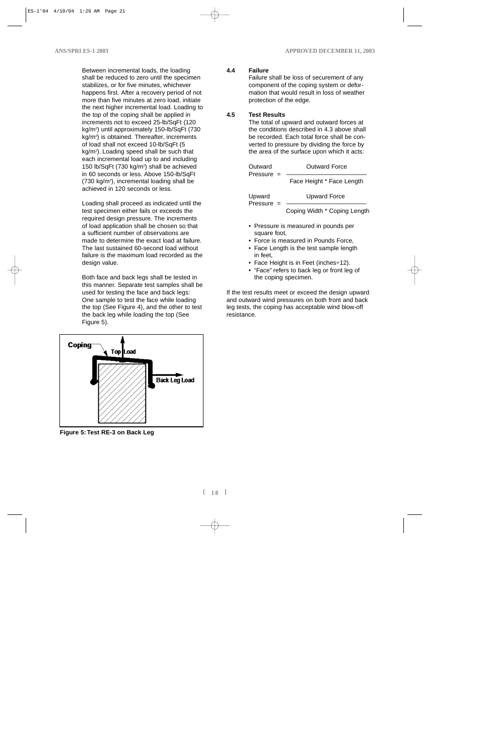Between incremental loads, the loading shall be reduced to zero until the specimen stabilizes, or for five minutes, whichever happens first. After a recovery period of not more than five minutes at zero load, initiate the next higher incremental load. Loading to the top of the coping shall be applied in increments not to exceed 25-lb/SqFt (120 kg/m²) until approximately 150-lb/SqFt (730 kg/m²) is obtained. Thereafter, increments of load shall not exceed 10-lb/SqFt (5 kg/m²). Loading speed shall be such that each incremental load up to and including 150 lb/SqFt (730 kg/m²) shall be achieved in 60 seconds or less. Above 150-lb/SqFt (730 kg/m²), incremental loading shall be achieved in 120 seconds or less.

Loading shall proceed as indicated until the test specimen either fails or exceeds the required design pressure. The increments of load application shall be chosen so that a sufficient number of observations are made to determine the exact load at failure. The last sustained 60-second load without failure is the maximum load recorded as the design value.

Both face and back legs shall be tested in this manner. Separate test samples shall be used for testing the face and back legs: One sample to test the face while loading the top (See Figure 4), and the other to test the back leg while loading the top (See Figure 5).

**Figure 5: Test RE-3 on Back Leg**

### 4.4 Failure

Failure shall be loss of securement of any component of the coping system or deformation that would result in loss of weather protection of the edge.

### 4.5 Test Results

The total of upward and outward forces at the conditions described in 4.3 above shall be recorded. Each total force shall be converted to pressure by dividing the force by the area of the surface upon which it acts:

$$\text{Outward Pressure} = \frac{\text{Outward Force}}{\text{Face Height * Face Length}}$$

$$\text{Upward Pressure} = \frac{\text{Upward Force}}{\text{Coping Width * Coping Length}}$$

- Pressure is measured in pounds per square foot,
- Force is measured in Pounds Force,
- Face Length is the test sample length in feet,
- Face Height is in Feet (inches÷12).
- "Face" refers to back leg or front leg of the coping specimen.

If the test results meet or exceed the design upward and outward wind pressures on both front and back leg tests, the coping has acceptable wind blow-off resistance.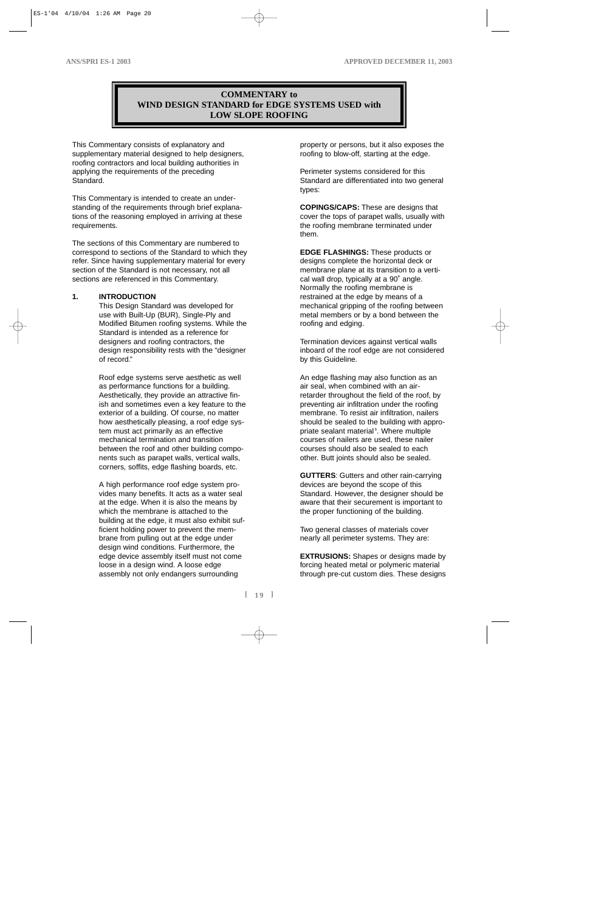# COMMENTARY to WIND DESIGN STANDARD for EDGE SYSTEMS USED with LOW SLOPE ROOFING

This Commentary consists of explanatory and supplementary material designed to help designers, roofing contractors and local building authorities in applying the requirements of the preceding Standard.

This Commentary is intended to create an understanding of the requirements through brief explanations of the reasoning employed in arriving at these requirements.

The sections of this Commentary are numbered to correspond to sections of the Standard to which they refer. Since having supplementary material for every section of the Standard is not necessary, not all sections are referenced in this Commentary.

## 1. INTRODUCTION

This Design Standard was developed for use with Built-Up (BUR), Single-Ply and Modified Bitumen roofing systems. While the Standard is intended as a reference for designers and roofing contractors, the design responsibility rests with the "designer of record."

Roof edge systems serve aesthetic as well as performance functions for a building. Aesthetically, they provide an attractive finish and sometimes even a key feature to the exterior of a building. Of course, no matter how aesthetically pleasing, a roof edge system must act primarily as an effective mechanical termination and transition between the roof and other building components such as parapet walls, vertical walls, corners, soffits, edge flashing boards, etc.

A high performance roof edge system provides many benefits. It acts as a water seal at the edge. When it is also the means by which the membrane is attached to the building at the edge, it must also exhibit sufficient holding power to prevent the membrane from pulling out at the edge under design wind conditions. Furthermore, the edge device assembly itself must not come loose in a design wind. A loose edge assembly not only endangers surrounding property or persons, but it also exposes the roofing to blow-off, starting at the edge.

Perimeter systems considered for this Standard are differentiated into two general types:

**COPINGS/CAPS:** These are designs that cover the tops of parapet walls, usually with the roofing membrane terminated under them.

**EDGE FLASHINGS:** These products or designs complete the horizontal deck or membrane plane at its transition to a vertical wall drop, typically at a 90˚ angle. Normally the roofing membrane is restrained at the edge by means of a mechanical gripping of the roofing between metal members or by a bond between the roofing and edging.

Termination devices against vertical walls inboard of the roof edge are not considered by this Guideline.

An edge flashing may also function as an air seal, when combined with an air-retarder throughout the field of the roof, by preventing air infiltration under the roofing membrane. To resist air infiltration, nailers should be sealed to the building with appropriate sealant material[b]. Where multiple courses of nailers are used, these nailer courses should also be sealed to each other. Butt joints should also be sealed.

**GUTTERS**: Gutters and other rain-carrying devices are beyond the scope of this Standard. However, the designer should be aware that their securement is important to the proper functioning of the building.

Two general classes of materials cover nearly all perimeter systems. They are:

**EXTRUSIONS:** Shapes or designs made by forcing heated metal or polymeric material through pre-cut custom dies. These designs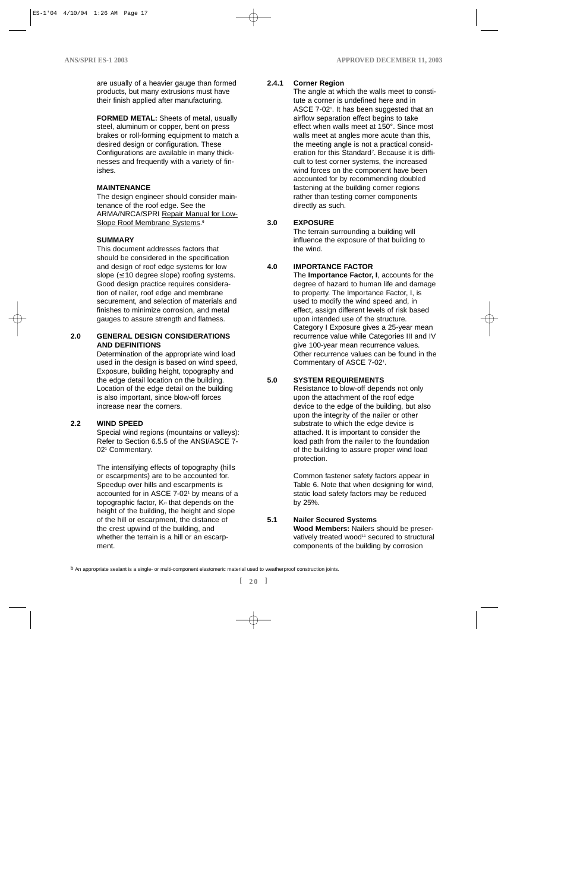are usually of a heavier gauge than formed products, but many extrusions must have their finish applied after manufacturing.

**FORMED METAL:** Sheets of metal, usually steel, aluminum or copper, bent on press brakes or roll-forming equipment to match a desired design or configuration. These Configurations are available in many thicknesses and frequently with a variety of finishes.

**MAINTENANCE**

The design engineer should consider maintenance of the roof edge. See the ARMA/NRCA/SPRI Repair Manual for Low-Slope Roof Membrane Systems.[6]

**SUMMARY**

This document addresses factors that should be considered in the specification and design of roof edge systems for low slope (≤10 degree slope) roofing systems. Good design practice requires consideration of nailer, roof edge and membrane securement, and selection of materials and finishes to minimize corrosion, and metal gauges to assure strength and flatness.

## 2.0 GENERAL DESIGN CONSIDERATIONS AND DEFINITIONS

Determination of the appropriate wind load used in the design is based on wind speed, Exposure, building height, topography and the edge detail location on the building. Location of the edge detail on the building is also important, since blow-off forces increase near the corners.

## 2.2 WIND SPEED

Special wind regions (mountains or valleys): Refer to Section 6.5.5 of the ANSI/ASCE 7-02[1] Commentary.

The intensifying effects of topography (hills or escarpments) are to be accounted for. Speedup over hills and escarpments is accounted for in ASCE 7-02[1] by means of a topographic factor, $K_{zt}$ that depends on the height of the building, the height and slope of the hill or escarpment, the distance of the crest upwind of the building, and whether the terrain is a hill or an escarpment.

### 2.4.1 Corner Region

The angle at which the walls meet to constitute a corner is undefined here and in ASCE 7-02[1]. It has been suggested that an airflow separation effect begins to take effect when walls meet at 150°. Since most walls meet at angles more acute than this, the meeting angle is not a practical consideration for this Standard[7]. Because it is difficult to test corner systems, the increased wind forces on the component have been accounted for by recommending doubled fastening at the building corner regions rather than testing corner components directly as such.

## 3.0 EXPOSURE

The terrain surrounding a building will influence the exposure of that building to the wind.

## 4.0 IMPORTANCE FACTOR

The **Importance Factor, I**, accounts for the degree of hazard to human life and damage to property. The Importance Factor, I, is used to modify the wind speed and, in effect, assign different levels of risk based upon intended use of the structure. Category I Exposure gives a 25-year mean recurrence value while Categories III and IV give 100-year mean recurrence values. Other recurrence values can be found in the Commentary of ASCE 7-02[1].

## 5.0 SYSTEM REQUIREMENTS

Resistance to blow-off depends not only upon the attachment of the roof edge device to the edge of the building, but also upon the integrity of the nailer or other substrate to which the edge device is attached. It is important to consider the load path from the nailer to the foundation of the building to assure proper wind load protection.

Common fastener safety factors appear in Table 6. Note that when designing for wind, static load safety factors may be reduced by 25%.

## 5.1 Nailer Secured Systems

**Wood Members:** Nailers should be preservatively treated wood[11] secured to structural components of the building by corrosion

b An appropriate sealant is a single- or multi-component elastomeric material used to weatherproof construction joints.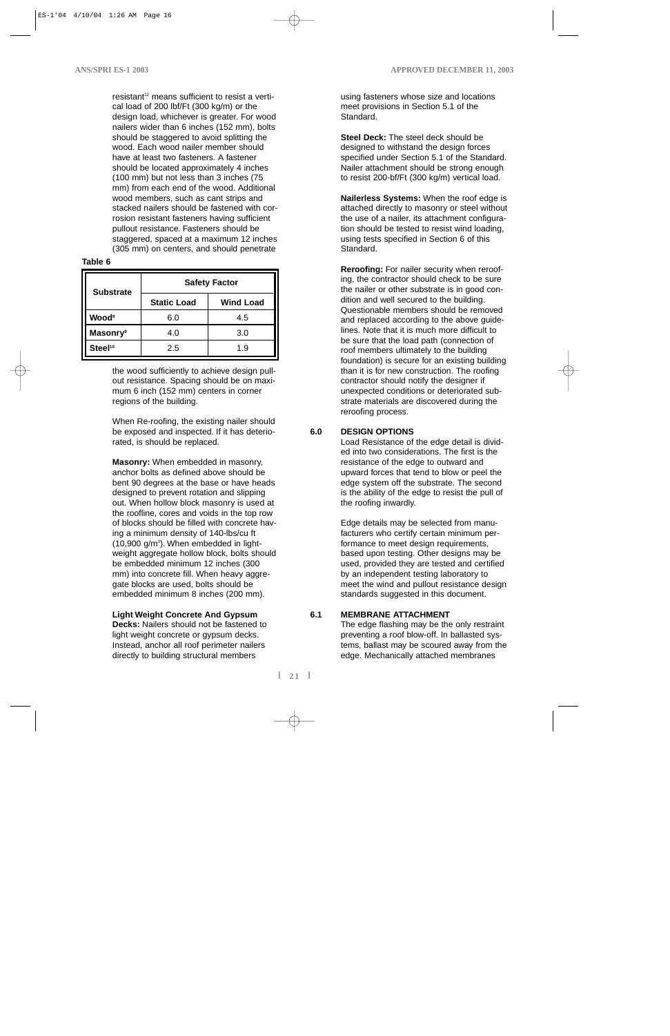resistant[12] means sufficient to resist a vertical load of 200 lbf/Ft (300 kg/m) or the design load, whichever is greater. For wood nailers wider than 6 inches (152 mm), bolts should be staggered to avoid splitting the wood. Each wood nailer member should have at least two fasteners. A fastener should be located approximately 4 inches (100 mm) but not less than 3 inches (75 mm) from each end of the wood. Additional wood members, such as cant strips and stacked nailers should be fastened with corrosion resistant fasteners having sufficient pullout resistance. Fasteners should be staggered, spaced at a maximum 12 inches (305 mm) on centers, and should penetrate

**Table 6**

| Substrate | Safety Factor | |
|---|---|---|
| | Static Load | Wind Load |
| **Wood**[8] | 6.0 | 4.5 |
| **Masonry**[9] | 4.0 | 3.0 |
| **Steel**[10] | 2.5 | 1.9 |

the wood sufficiently to achieve design pullout resistance. Spacing should be on maximum 6 inch (152 mm) centers in corner regions of the building.

When Re-roofing, the existing nailer should be exposed and inspected. If it has deteriorated, is should be replaced.

**Masonry:** When embedded in masonry, anchor bolts as defined above should be bent 90 degrees at the base or have heads designed to prevent rotation and slipping out. When hollow block masonry is used at the roofline, cores and voids in the top row of blocks should be filled with concrete having a minimum density of 140-lbs/cu ft (10,900 g/m$^3$). When embedded in lightweight aggregate hollow block, bolts should be embedded minimum 12 inches (300 mm) into concrete fill. When heavy aggregate blocks are used, bolts should be embedded minimum 8 inches (200 mm).

**Light Weight Concrete And Gypsum Decks:** Nailers should not be fastened to light weight concrete or gypsum decks. Instead, anchor all roof perimeter nailers directly to building structural members using fasteners whose size and locations meet provisions in Section 5.1 of the Standard.

**Steel Deck:** The steel deck should be designed to withstand the design forces specified under Section 5.1 of the Standard. Nailer attachment should be strong enough to resist 200-bf/Ft (300 kg/m) vertical load.

**Nailerless Systems:** When the roof edge is attached directly to masonry or steel without the use of a nailer, its attachment configuration should be tested to resist wind loading, using tests specified in Section 6 of this Standard.

**Reroofing:** For nailer security when reroofing, the contractor should check to be sure the nailer or other substrate is in good condition and well secured to the building. Questionable members should be removed and replaced according to the above guidelines. Note that it is much more difficult to be sure that the load path (connection of roof members ultimately to the building foundation) is secure for an existing building than it is for new construction. The roofing contractor should notify the designer if unexpected conditions or deteriorated substrate materials are discovered during the reroofing process.

## 6.0 DESIGN OPTIONS

Load Resistance of the edge detail is divided into two considerations. The first is the resistance of the edge to outward and upward forces that tend to blow or peel the edge system off the substrate. The second is the ability of the edge to resist the pull of the roofing inwardly.

Edge details may be selected from manufacturers who certify certain minimum performance to meet design requirements, based upon testing. Other designs may be used, provided they are tested and certified by an independent testing laboratory to meet the wind and pullout resistance design standards suggested in this document.

## 6.1 MEMBRANE ATTACHMENT

The edge flashing may be the only restraint preventing a roof blow-off. In ballasted systems, ballast may be scoured away from the edge. Mechanically attached membranes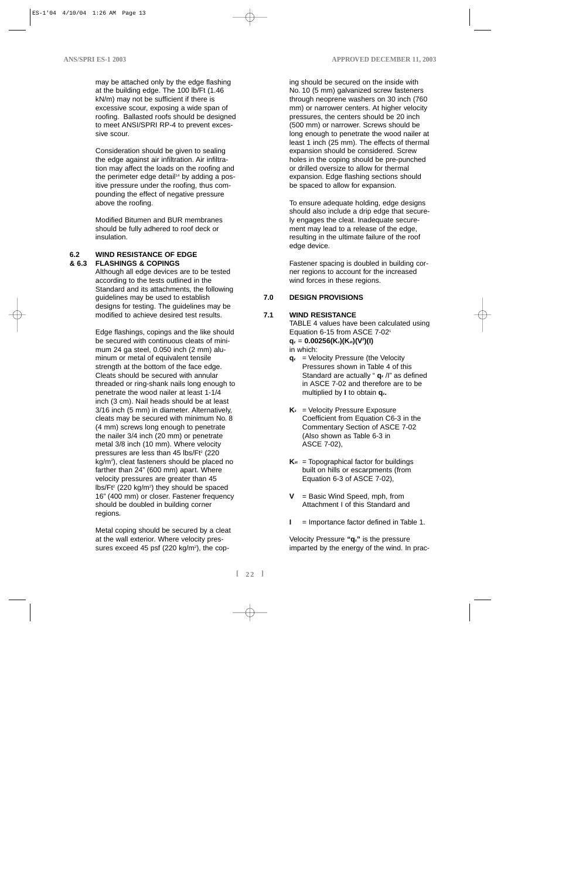may be attached only by the edge flashing at the building edge. The 100 lb/Ft (1.46 kN/m) may not be sufficient if there is excessive scour, exposing a wide span of roofing. Ballasted roofs should be designed to meet ANSI/SPRI RP-4 to prevent excessive scour.

Consideration should be given to sealing the edge against air infiltration. Air infiltration may affect the loads on the roofing and the perimeter edge detail[14] by adding a positive pressure under the roofing, thus compounding the effect of negative pressure above the roofing.

Modified Bitumen and BUR membranes should be fully adhered to roof deck or insulation.

## 6.2 & 6.3 WIND RESISTANCE OF EDGE FLASHINGS & COPINGS

Although all edge devices are to be tested according to the tests outlined in the Standard and its attachments, the following guidelines may be used to establish designs for testing. The guidelines may be modified to achieve desired test results.

Edge flashings, copings and the like should be secured with continuous cleats of minimum 24 ga steel, 0.050 inch (2 mm) aluminum or metal of equivalent tensile strength at the bottom of the face edge. Cleats should be secured with annular threaded or ring-shank nails long enough to penetrate the wood nailer at least 1-1/4 inch (3 cm). Nail heads should be at least 3/16 inch (5 mm) in diameter. Alternatively, cleats may be secured with minimum No. 8 (4 mm) screws long enough to penetrate the nailer 3/4 inch (20 mm) or penetrate metal 3/8 inch (10 mm). Where velocity pressures are less than 45 lbs/Ft$^2$ (220 kg/m$^2$), cleat fasteners should be placed no farther than 24" (600 mm) apart. Where velocity pressures are greater than 45 lbs/Ft$^2$ (220 kg/m$^2$) they should be spaced 16" (400 mm) or closer. Fastener frequency should be doubled in building corner regions.

Metal coping should be secured by a cleat at the wall exterior. Where velocity pressures exceed 45 psf (220 kg/m$^2$), the coping should be secured on the inside with No. 10 (5 mm) galvanized screw fasteners through neoprene washers on 30 inch (760 mm) or narrower centers. At higher velocity pressures, the centers should be 20 inch (500 mm) or narrower. Screws should be long enough to penetrate the wood nailer at least 1 inch (25 mm). The effects of thermal expansion should be considered. Screw holes in the coping should be pre-punched or drilled oversize to allow for thermal expansion. Edge flashing sections should be spaced to allow for expansion.

To ensure adequate holding, edge designs should also include a drip edge that securely engages the cleat. Inadequate securement may lead to a release of the edge, resulting in the ultimate failure of the roof edge device.

Fastener spacing is doubled in building corner regions to account for the increased wind forces in these regions.

## 7.0 DESIGN PROVISIONS

### 7.1 WIND RESISTANCE

TABLE 4 values have been calculated using Equation 6-15 from ASCE 7-02[1]

$$\mathbf{q_z = 0.00256(K_z)(K_{zt})(V^2)(I)}$$

in which:

- $\mathbf{q_z}$ = Velocity Pressure (the Velocity Pressures shown in Table 4 of this Standard are actually "$q_z/I$" as defined in ASCE 7-02 and therefore are to be multiplied by **I** to obtain $\mathbf{q_z}$.
- $\mathbf{K_z}$ = Velocity Pressure Exposure Coefficient from Equation C6-3 in the Commentary Section of ASCE 7-02 (Also shown as Table 6-3 in ASCE 7-02),
- $\mathbf{K_{zt}}$ = Topographical factor for buildings built on hills or escarpments (from Equation 6-3 of ASCE 7-02),
- $\mathbf{V}$ = Basic Wind Speed, mph, from Attachment I of this Standard and
- $\mathbf{I}$ = Importance factor defined in Table 1.

Velocity Pressure **"$q_z$"** is the pressure imparted by the energy of the wind. In prac-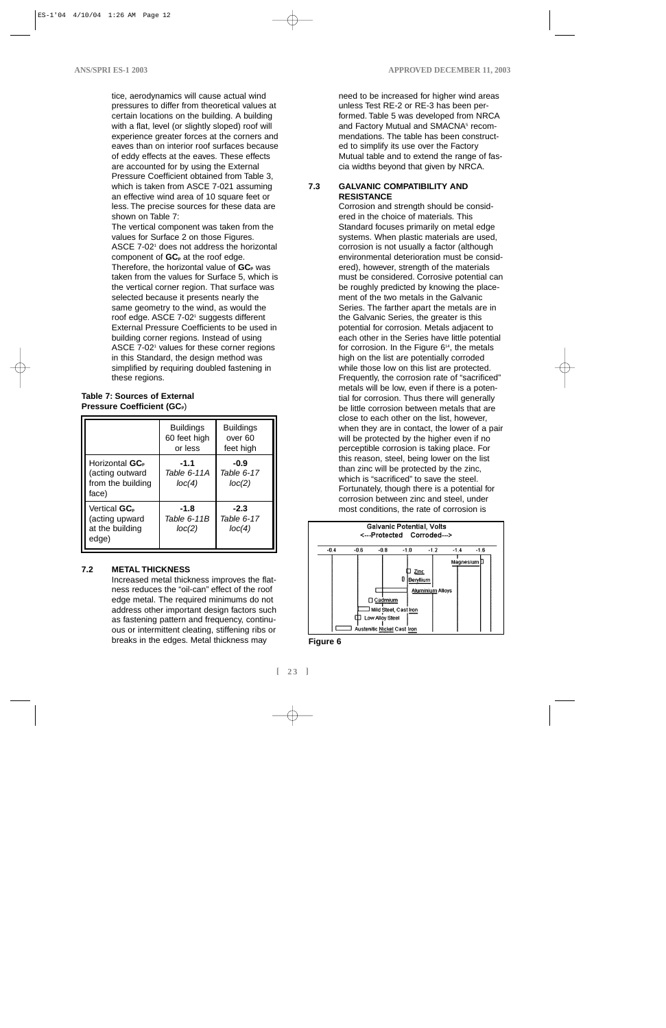tice, aerodynamics will cause actual wind pressures to differ from theoretical values at certain locations on the building. A building with a flat, level (or slightly sloped) roof will experience greater forces at the corners and eaves than on interior roof surfaces because of eddy effects at the eaves. These effects are accounted for by using the External Pressure Coefficient obtained from Table 3, which is taken from ASCE 7-021 assuming an effective wind area of 10 square feet or less. The precise sources for these data are shown on Table 7:

The vertical component was taken from the values for Surface 2 on those Figures. ASCE 7-02[1] does not address the horizontal component of $GC_P$ at the roof edge. Therefore, the horizontal value of $GC_P$ was taken from the values for Surface 5, which is the vertical corner region. That surface was selected because it presents nearly the same geometry to the wind, as would the roof edge. ASCE 7-02[1] suggests different External Pressure Coefficients to be used in building corner regions. Instead of using ASCE 7-02[1] values for these corner regions in this Standard, the design method was simplified by requiring doubled fastening in these regions.

**Table 7: Sources of External Pressure Coefficient ($GC_P$)**

| | Buildings 60 feet high or less | Buildings over 60 feet high |
|---|---|---|
| Horizontal $GC_P$ (acting outward from the building face) | **-1.1** *Table 6-11A loc(4)* | **-0.9** *Table 6-17 loc(2)* |
| Vertical $GC_P$ (acting upward at the building edge) | **-1.8** *Table 6-11B loc(2)* | **-2.3** *Table 6-17 loc(4)* |

## 7.2 METAL THICKNESS

Increased metal thickness improves the flatness reduces the "oil-can" effect of the roof edge metal. The required minimums do not address other important design factors such as fastening pattern and frequency, continuous or intermittent cleating, stiffening ribs or breaks in the edges. Metal thickness may need to be increased for higher wind areas unless Test RE-2 or RE-3 has been performed. Table 5 was developed from NRCA and Factory Mutual and SMACNA[5] recommendations. The table has been constructed to simplify its use over the Factory Mutual table and to extend the range of fascia widths beyond that given by NRCA.

## 7.3 GALVANIC COMPATIBILITY AND RESISTANCE

Corrosion and strength should be considered in the choice of materials. This Standard focuses primarily on metal edge systems. When plastic materials are used, corrosion is not usually a factor (although environmental deterioration must be considered), however, strength of the materials must be considered. Corrosive potential can be roughly predicted by knowing the placement of the two metals in the Galvanic Series. The farther apart the metals are in the Galvanic Series, the greater is this potential for corrosion. Metals adjacent to each other in the Series have little potential for corrosion. In the Figure 6[14], the metals high on the list are potentially corroded while those low on this list are protected. Frequently, the corrosion rate of "sacrificed" metals will be low, even if there is a potential for corrosion. Thus there will generally be little corrosion between metals that are close to each other on the list, however, when they are in contact, the lower of a pair will be protected by the higher even if no perceptible corrosion is taking place. For this reason, steel, being lower on the list than zinc will be protected by the zinc, which is "sacrificed" to save the steel. Fortunately, though there is a potential for corrosion between zinc and steel, under most conditions, the rate of corrosion is

**Figure 6**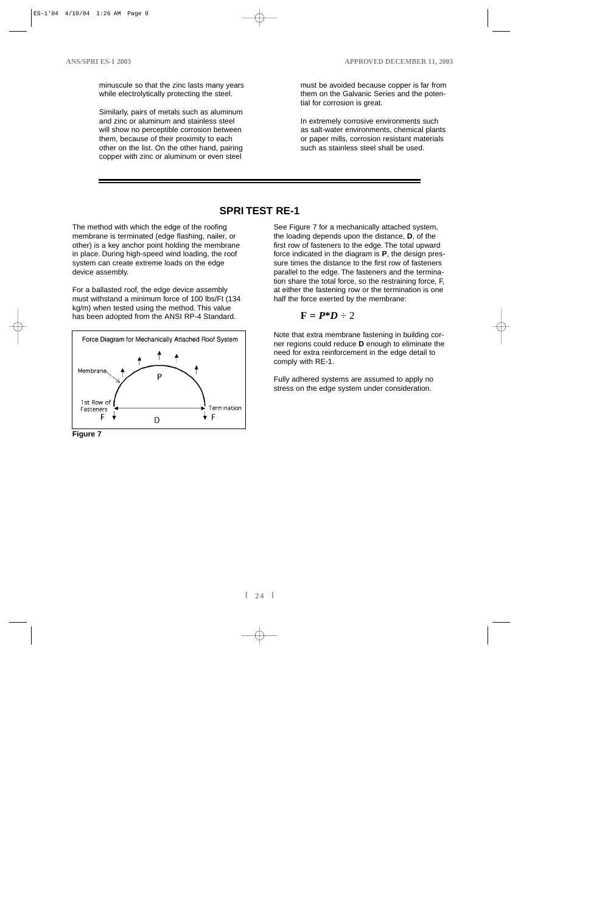minuscule so that the zinc lasts many years while electrolytically protecting the steel.

Similarly, pairs of metals such as aluminum and zinc or aluminum and stainless steel will show no perceptible corrosion between them, because of their proximity to each other on the list. On the other hand, pairing copper with zinc or aluminum or even steel must be avoided because copper is far from them on the Galvanic Series and the potential for corrosion is great.

In extremely corrosive environments such as salt-water environments, chemical plants or paper mills, corrosion resistant materials such as stainless steel shall be used.

---

## SPRI TEST RE-1

The method with which the edge of the roofing membrane is terminated (edge flashing, nailer, or other) is a key anchor point holding the membrane in place. During high-speed wind loading, the roof system can create extreme loads on the edge device assembly.

For a ballasted roof, the edge device assembly must withstand a minimum force of 100 lbs/Ft (134 kg/m) when tested using the method. This value has been adopted from the ANSI RP-4 Standard.

Force Diagram for Mechanically Attached Roof System

**Figure 7**

See Figure 7 for a mechanically attached system, the loading depends upon the distance, **D**, of the first row of fasteners to the edge. The total upward force indicated in the diagram is **P**, the design pressure times the distance to the first row of fasteners parallel to the edge. The fasteners and the termination share the total force, so the restraining force, F, at either the fastening row or the termination is one half the force exerted by the membrane:

$$\mathbf{F} = P{*}D \div 2$$

Note that extra membrane fastening in building corner regions could reduce **D** enough to eliminate the need for extra reinforcement in the edge detail to comply with RE-1.

Fully adhered systems are assumed to apply no stress on the edge system under consideration.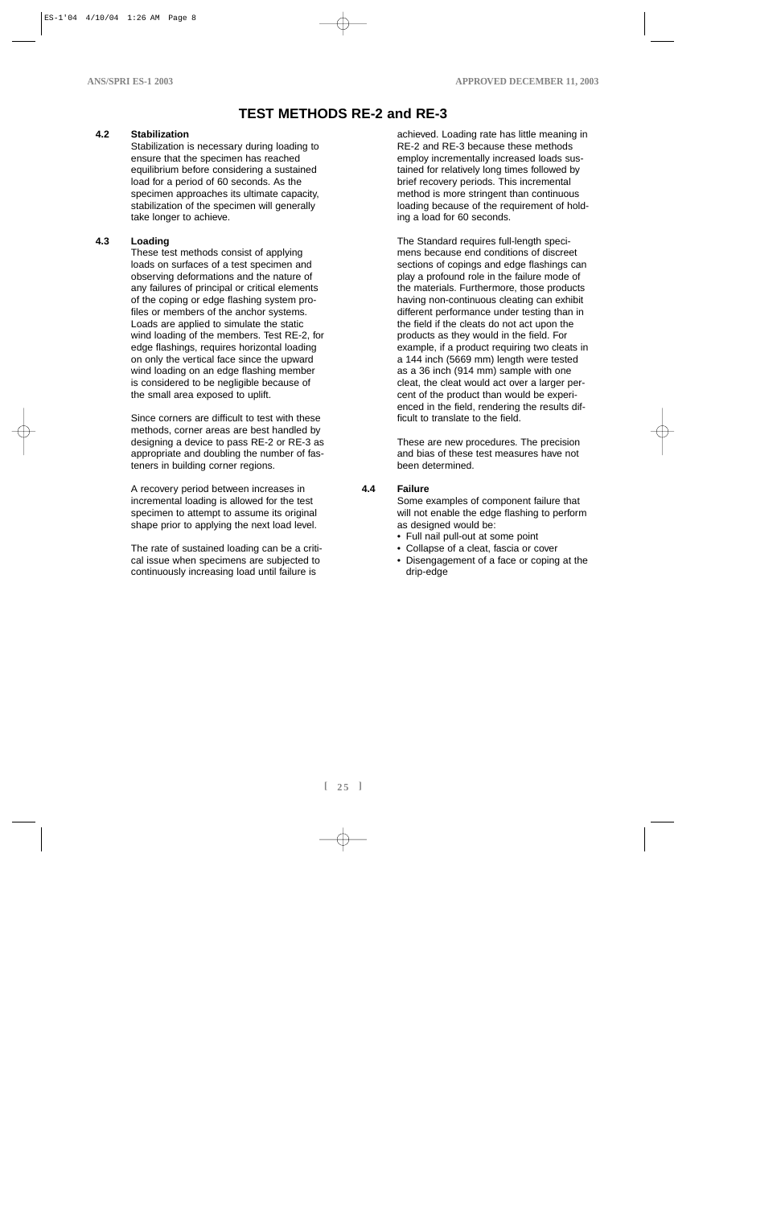# TEST METHODS RE-2 and RE-3

**4.2 Stabilization**

Stabilization is necessary during loading to ensure that the specimen has reached equilibrium before considering a sustained load for a period of 60 seconds. As the specimen approaches its ultimate capacity, stabilization of the specimen will generally take longer to achieve.

**4.3 Loading**

These test methods consist of applying loads on surfaces of a test specimen and observing deformations and the nature of any failures of principal or critical elements of the coping or edge flashing system profiles or members of the anchor systems. Loads are applied to simulate the static wind loading of the members. Test RE-2, for edge flashings, requires horizontal loading on only the vertical face since the upward wind loading on an edge flashing member is considered to be negligible because of the small area exposed to uplift.

Since corners are difficult to test with these methods, corner areas are best handled by designing a device to pass RE-2 or RE-3 as appropriate and doubling the number of fasteners in building corner regions.

A recovery period between increases in incremental loading is allowed for the test specimen to attempt to assume its original shape prior to applying the next load level.

The rate of sustained loading can be a critical issue when specimens are subjected to continuously increasing load until failure is achieved. Loading rate has little meaning in RE-2 and RE-3 because these methods employ incrementally increased loads sustained for relatively long times followed by brief recovery periods. This incremental method is more stringent than continuous loading because of the requirement of holding a load for 60 seconds.

The Standard requires full-length specimens because end conditions of discreet sections of copings and edge flashings can play a profound role in the failure mode of the materials. Furthermore, those products having non-continuous cleating can exhibit different performance under testing than in the field if the cleats do not act upon the products as they would in the field. For example, if a product requiring two cleats in a 144 inch (5669 mm) length were tested as a 36 inch (914 mm) sample with one cleat, the cleat would act over a larger percent of the product than would be experienced in the field, rendering the results difficult to translate to the field.

These are new procedures. The precision and bias of these test measures have not been determined.

**4.4 Failure**

Some examples of component failure that will not enable the edge flashing to perform as designed would be:

- Full nail pull-out at some point
- Collapse of a cleat, fascia or cover
- Disengagement of a face or coping at the drip-edge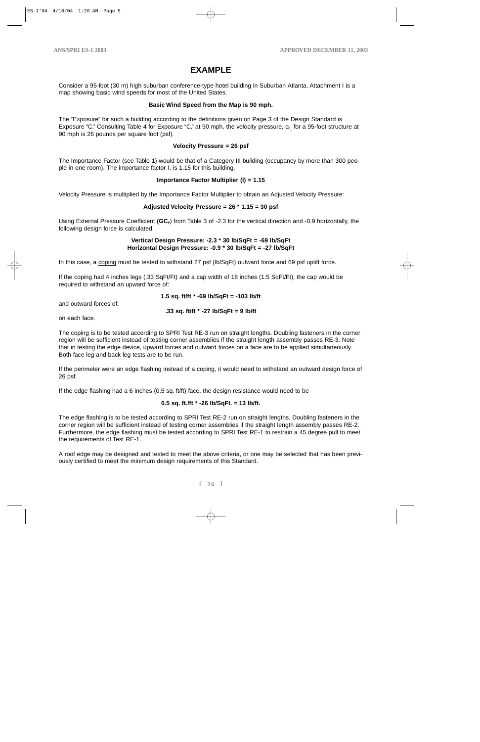# EXAMPLE

Consider a 95-foot (30 m) high suburban conference-type hotel building in Suburban Atlanta. Attachment I is a map showing basic wind speeds for most of the United States.

**Basic Wind Speed from the Map is 90 mph.**

The "Exposure" for such a building according to the definitions given on Page 3 of the Design Standard is Exposure "C." Consulting Table 4 for Exposure "C," at 90 mph, the velocity pressure, $q_z$, for a 95-foot structure at 90 mph is 26 pounds per square foot (psf).

**Velocity Pressure = 26 psf**

The Importance Factor (see Table 1) would be that of a Category III building (occupancy by more than 300 people in one room). The importance factor I, is 1.15 for this building.

**Importance Factor Multiplier (I) = 1.15**

Velocity Pressure is multiplied by the Importance Factor Multiplier to obtain an Adjusted Velocity Pressure:

**Adjusted Velocity Pressure = 26 * 1.15 = 30 psf**

Using External Pressure Coefficient **($GC_P$)** from Table 3 of -2.3 for the vertical direction and -0.9 horizontally, the following design force is calculated:

**Vertical Design Pressure: -2.3 * 30 lb/SqFt = -69 lb/SqFt**
**Horizontal Design Pressure: -0.9 * 30 lb/SqFt = -27 lb/SqFt**

In this case, a coping must be tested to withstand 27 psf (lb/SqFt) outward force and 69 psf uplift force.

If the coping had 4 inches legs (.33 SqFt/Ft) and a cap width of 18 inches (1.5 SqFt/Ft), the cap would be required to withstand an upward force of:

**1.5 sq. ft/ft * -69 lb/SqFt = -103 lb/ft**

and outward forces of:

**.33 sq. ft/ft * -27 lb/SqFt = 9 lb/ft**

on each face.

The coping is to be tested according to SPRI Test RE-3 run on straight lengths. Doubling fasteners in the corner region will be sufficient instead of testing corner assemblies if the straight length assembly passes RE-3. Note that in testing the edge device, upward forces and outward forces on a face are to be applied simultaneously. Both face leg and back leg tests are to be run.

If the perimeter were an edge flashing instead of a coping, it would need to withstand an outward design force of 26 psf.

If the edge flashing had a 6 inches (0.5 sq. ft/ft) face, the design resistance would need to be

**0.5 sq. ft./ft * -26 lb/SqFt. = 13 lb/ft.**

The edge flashing is to be tested according to SPRI Test RE-2 run on straight lengths. Doubling fasteners in the corner region will be sufficient instead of testing corner assemblies if the straight length assembly passes RE-2. Furthermore, the edge flashing must be tested according to SPRI Test RE-1 to restrain a 45 degree pull to meet the requirements of Test RE-1.

A roof edge may be designed and tested to meet the above criteria, or one may be selected that has been previously certified to meet the minimum design requirements of this Standard.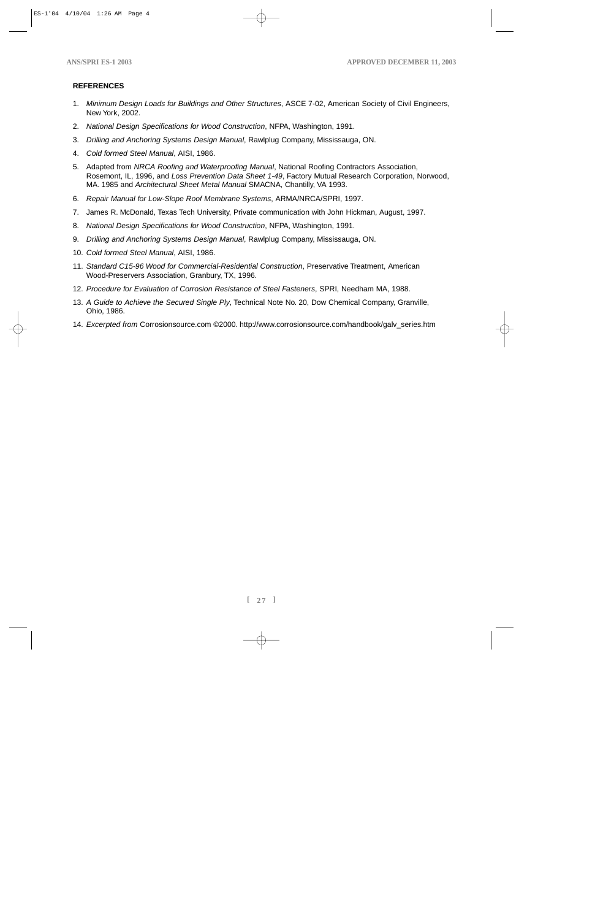**REFERENCES**

1. *Minimum Design Loads for Buildings and Other Structures*, ASCE 7-02, American Society of Civil Engineers, New York, 2002.
2. *National Design Specifications for Wood Construction*, NFPA, Washington, 1991.
3. *Drilling and Anchoring Systems Design Manual*, Rawlplug Company, Mississauga, ON.
4. *Cold formed Steel Manual*, AISI, 1986.
5. Adapted from *NRCA Roofing and Waterproofing Manual*, National Roofing Contractors Association, Rosemont, IL, 1996, and *Loss Prevention Data Sheet 1-49*, Factory Mutual Research Corporation, Norwood, MA. 1985 and *Architectural Sheet Metal Manual* SMACNA, Chantilly, VA 1993.
6. *Repair Manual for Low-Slope Roof Membrane Systems*, ARMA/NRCA/SPRI, 1997.
7. James R. McDonald, Texas Tech University, Private communication with John Hickman, August, 1997.
8. *National Design Specifications for Wood Construction*, NFPA, Washington, 1991.
9. *Drilling and Anchoring Systems Design Manual*, Rawlplug Company, Mississauga, ON.
10. *Cold formed Steel Manual*, AISI, 1986.
11. *Standard C15-96 Wood for Commercial-Residential Construction*, Preservative Treatment, American Wood-Preservers Association, Granbury, TX, 1996.
12. *Procedure for Evaluation of Corrosion Resistance of Steel Fasteners*, SPRI, Needham MA, 1988.
13. *A Guide to Achieve the Secured Single Ply*, Technical Note No. 20, Dow Chemical Company, Granville, Ohio, 1986.
14. *Excerpted from* Corrosionsource.com ©2000. http://www.corrosionsource.com/handbook/galv_series.htm